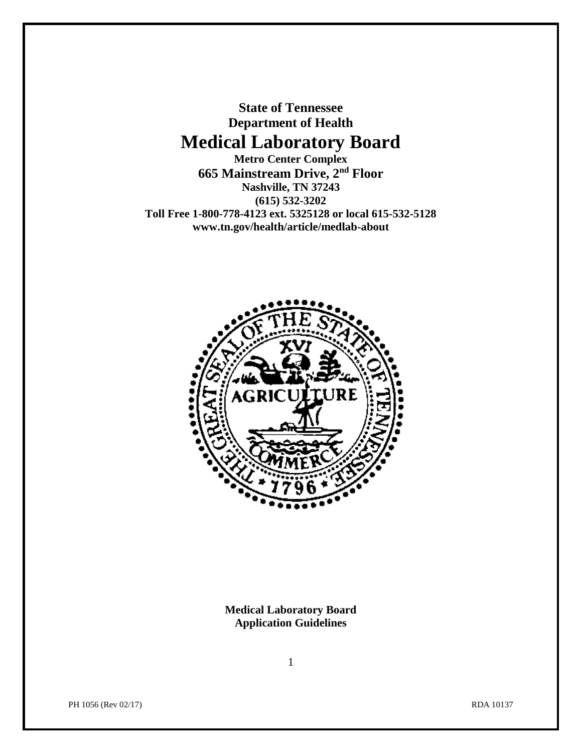**State of Tennessee**
**Department of Health**

# Medical Laboratory Board

**Metro Center Complex**
**665 Mainstream Drive, 2nd Floor**
**Nashville, TN 37243**
**(615) 532-3202**
**Toll Free 1-800-778-4123 ext. 5325128 or local 615-532-5128**
**www.tn.gov/health/article/medlab-about**

**Medical Laboratory Board**
**Application Guidelines**

PH 1056 (Rev 02/17)

RDA 10137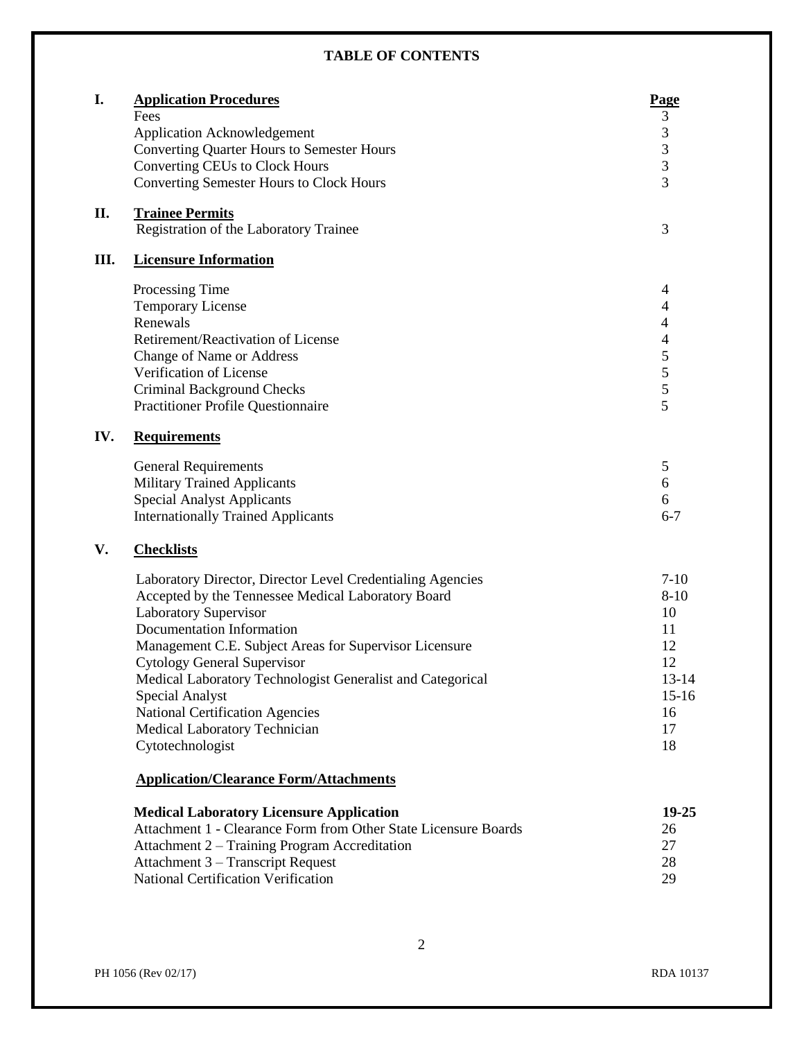# TABLE OF CONTENTS

| | | Page |
|---|---|---|
| **I.** | **Application Procedures** | |
| | Fees | 3 |
| | Application Acknowledgement | 3 |
| | Converting Quarter Hours to Semester Hours | 3 |
| | Converting CEUs to Clock Hours | 3 |
| | Converting Semester Hours to Clock Hours | 3 |
| **II.** | **Trainee Permits** | |
| | Registration of the Laboratory Trainee | 3 |
| **III.** | **Licensure Information** | |
| | Processing Time | 4 |
| | Temporary License | 4 |
| | Renewals | 4 |
| | Retirement/Reactivation of License | 4 |
| | Change of Name or Address | 5 |
| | Verification of License | 5 |
| | Criminal Background Checks | 5 |
| | Practitioner Profile Questionnaire | 5 |
| **IV.** | **Requirements** | |
| | General Requirements | 5 |
| | Military Trained Applicants | 6 |
| | Special Analyst Applicants | 6 |
| | Internationally Trained Applicants | 6-7 |
| **V.** | **Checklists** | |
| | Laboratory Director, Director Level Credentialing Agencies | 7-10 |
| | Accepted by the Tennessee Medical Laboratory Board | 8-10 |
| | Laboratory Supervisor | 10 |
| | Documentation Information | 11 |
| | Management C.E. Subject Areas for Supervisor Licensure | 12 |
| | Cytology General Supervisor | 12 |
| | Medical Laboratory Technologist Generalist and Categorical | 13-14 |
| | Special Analyst | 15-16 |
| | National Certification Agencies | 16 |
| | Medical Laboratory Technician | 17 |
| | Cytotechnologist | 18 |
| | **Application/Clearance Form/Attachments** | |
| | **Medical Laboratory Licensure Application** | **19-25** |
| | Attachment 1 - Clearance Form from Other State Licensure Boards | 26 |
| | Attachment 2 – Training Program Accreditation | 27 |
| | Attachment 3 – Transcript Request | 28 |
| | National Certification Verification | 29 |

PH 1056 (Rev 02/17) RDA 10137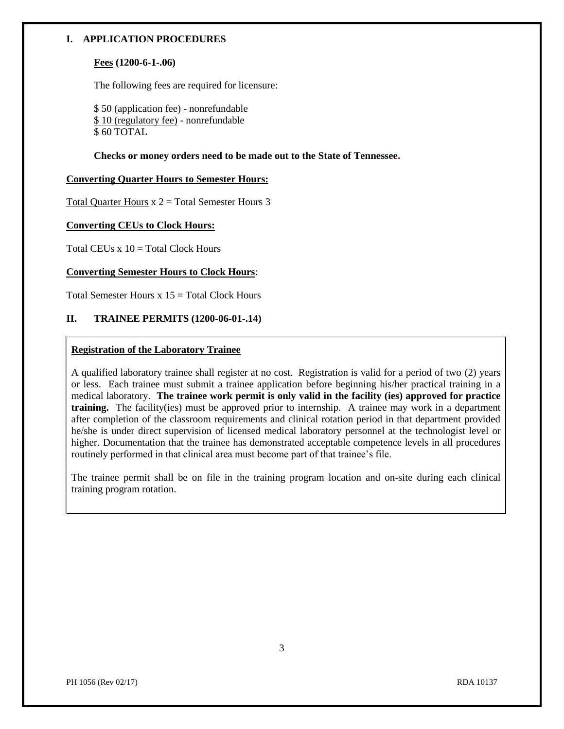## I. APPLICATION PROCEDURES

**Fees (1200-6-1-.06)**

The following fees are required for licensure:

$ 50 (application fee) - nonrefundable
$ 10 (regulatory fee) - nonrefundable
$ 60 TOTAL

**Checks or money orders need to be made out to the State of Tennessee.**

**Converting Quarter Hours to Semester Hours:**

Total Quarter Hours x 2 = Total Semester Hours 3

**Converting CEUs to Clock Hours:**

Total CEUs x 10 = Total Clock Hours

**Converting Semester Hours to Clock Hours**:

Total Semester Hours x 15 = Total Clock Hours

## II. TRAINEE PERMITS (1200-06-01-.14)

**Registration of the Laboratory Trainee**

A qualified laboratory trainee shall register at no cost. Registration is valid for a period of two (2) years or less. Each trainee must submit a trainee application before beginning his/her practical training in a medical laboratory. **The trainee work permit is only valid in the facility (ies) approved for practice training.** The facility(ies) must be approved prior to internship. A trainee may work in a department after completion of the classroom requirements and clinical rotation period in that department provided he/she is under direct supervision of licensed medical laboratory personnel at the technologist level or higher. Documentation that the trainee has demonstrated acceptable competence levels in all procedures routinely performed in that clinical area must become part of that trainee's file.

The trainee permit shall be on file in the training program location and on-site during each clinical training program rotation.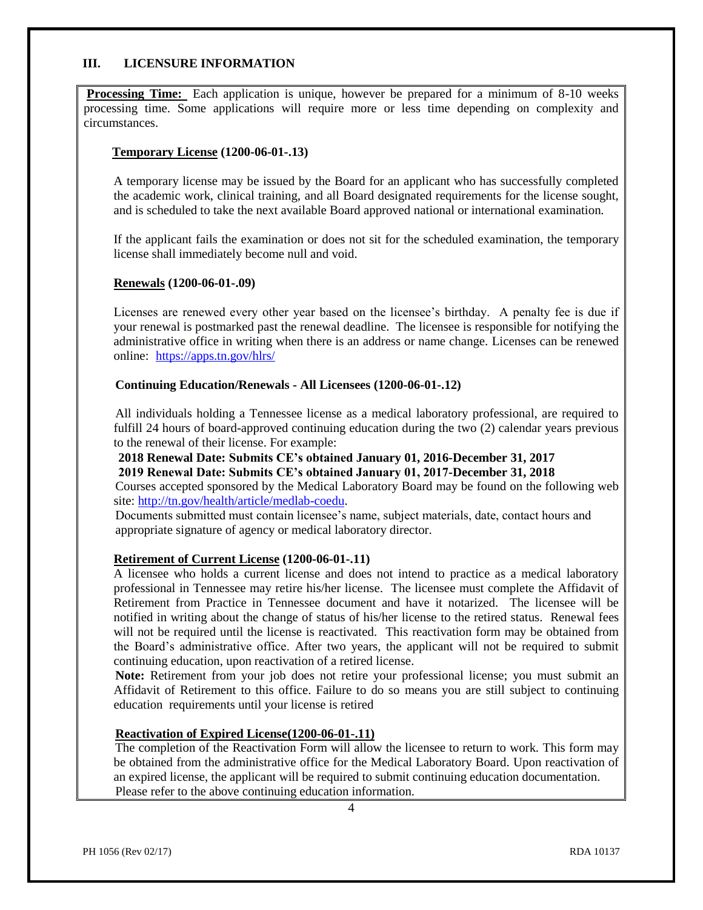## III. LICENSURE INFORMATION

**Processing Time:** Each application is unique, however be prepared for a minimum of 8-10 weeks processing time. Some applications will require more or less time depending on complexity and circumstances.

### Temporary License (1200-06-01-.13)

A temporary license may be issued by the Board for an applicant who has successfully completed the academic work, clinical training, and all Board designated requirements for the license sought, and is scheduled to take the next available Board approved national or international examination.

If the applicant fails the examination or does not sit for the scheduled examination, the temporary license shall immediately become null and void.

### Renewals (1200-06-01-.09)

Licenses are renewed every other year based on the licensee's birthday. A penalty fee is due if your renewal is postmarked past the renewal deadline. The licensee is responsible for notifying the administrative office in writing when there is an address or name change. Licenses can be renewed online: https://apps.tn.gov/hlrs/

### Continuing Education/Renewals - All Licensees (1200-06-01-.12)

All individuals holding a Tennessee license as a medical laboratory professional, are required to fulfill 24 hours of board-approved continuing education during the two (2) calendar years previous to the renewal of their license. For example:

**2018 Renewal Date: Submits CE's obtained January 01, 2016-December 31, 2017**
**2019 Renewal Date: Submits CE's obtained January 01, 2017-December 31, 2018**

Courses accepted sponsored by the Medical Laboratory Board may be found on the following web site: http://tn.gov/health/article/medlab-coedu.

Documents submitted must contain licensee's name, subject materials, date, contact hours and appropriate signature of agency or medical laboratory director.

### Retirement of Current License (1200-06-01-.11)

A licensee who holds a current license and does not intend to practice as a medical laboratory professional in Tennessee may retire his/her license. The licensee must complete the Affidavit of Retirement from Practice in Tennessee document and have it notarized. The licensee will be notified in writing about the change of status of his/her license to the retired status. Renewal fees will not be required until the license is reactivated. This reactivation form may be obtained from the Board's administrative office. After two years, the applicant will not be required to submit continuing education, upon reactivation of a retired license.

**Note:** Retirement from your job does not retire your professional license; you must submit an Affidavit of Retirement to this office. Failure to do so means you are still subject to continuing education requirements until your license is retired

### Reactivation of Expired License(1200-06-01-.11)

The completion of the Reactivation Form will allow the licensee to return to work. This form may be obtained from the administrative office for the Medical Laboratory Board. Upon reactivation of an expired license, the applicant will be required to submit continuing education documentation. Please refer to the above continuing education information.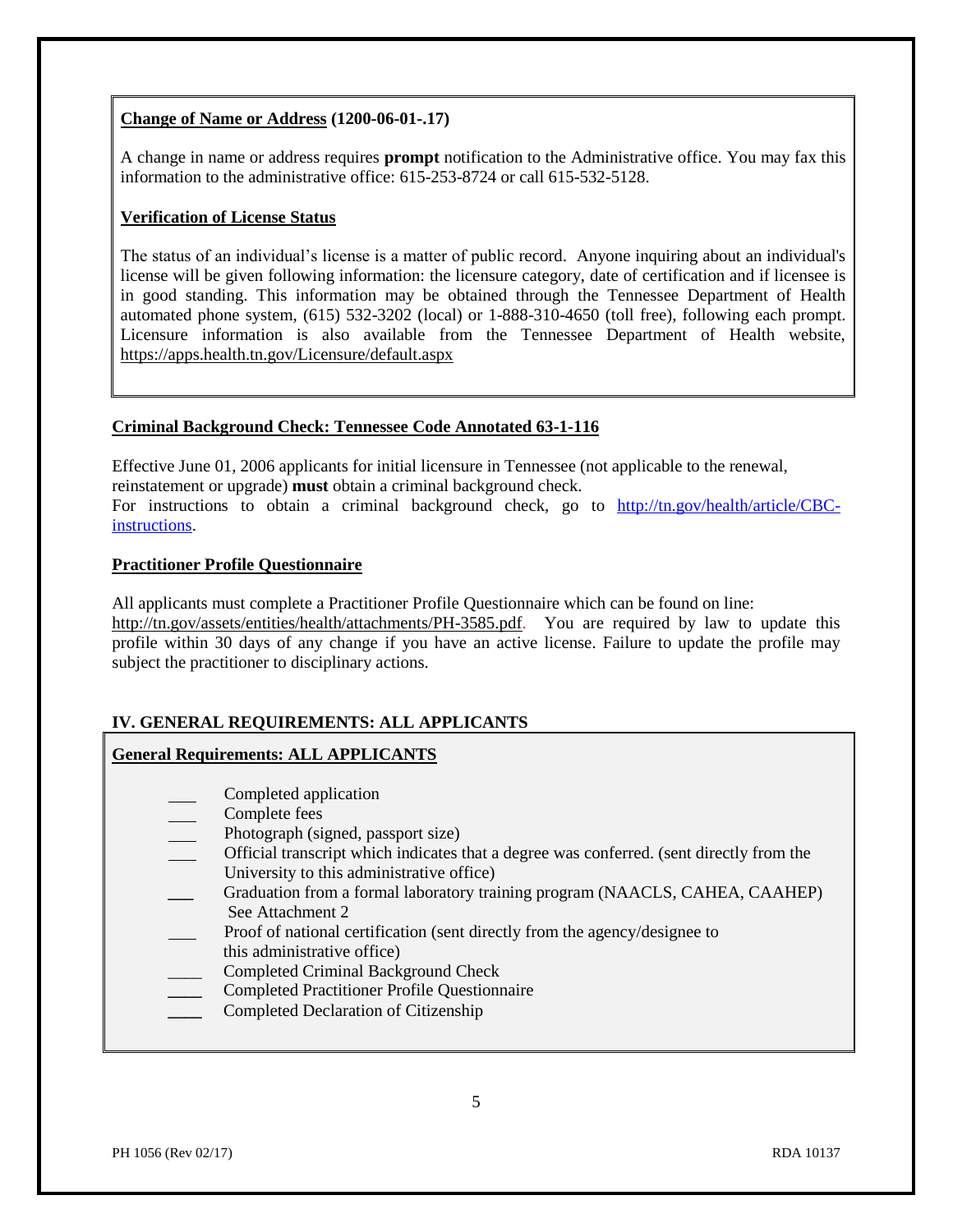**Change of Name or Address (1200-06-01-.17)**

A change in name or address requires **prompt** notification to the Administrative office. You may fax this information to the administrative office: 615-253-8724 or call 615-532-5128.

**Verification of License Status**

The status of an individual's license is a matter of public record. Anyone inquiring about an individual's license will be given following information: the licensure category, date of certification and if licensee is in good standing. This information may be obtained through the Tennessee Department of Health automated phone system, (615) 532-3202 (local) or 1-888-310-4650 (toll free), following each prompt. Licensure information is also available from the Tennessee Department of Health website, https://apps.health.tn.gov/Licensure/default.aspx

**Criminal Background Check: Tennessee Code Annotated 63-1-116**

Effective June 01, 2006 applicants for initial licensure in Tennessee (not applicable to the renewal, reinstatement or upgrade) **must** obtain a criminal background check.
For instructions to obtain a criminal background check, go to http://tn.gov/health/article/CBC-instructions.

**Practitioner Profile Questionnaire**

All applicants must complete a Practitioner Profile Questionnaire which can be found on line: http://tn.gov/assets/entities/health/attachments/PH-3585.pdf. You are required by law to update this profile within 30 days of any change if you have an active license. Failure to update the profile may subject the practitioner to disciplinary actions.

## IV. GENERAL REQUIREMENTS: ALL APPLICANTS

**General Requirements: ALL APPLICANTS**

___ Completed application
___ Complete fees
___ Photograph (signed, passport size)
___ Official transcript which indicates that a degree was conferred. (sent directly from the University to this administrative office)
___ Graduation from a formal laboratory training program (NAACLS, CAHEA, CAAHEP) See Attachment 2
___ Proof of national certification (sent directly from the agency/designee to this administrative office)
___ Completed Criminal Background Check
___ Completed Practitioner Profile Questionnaire
___ Completed Declaration of Citizenship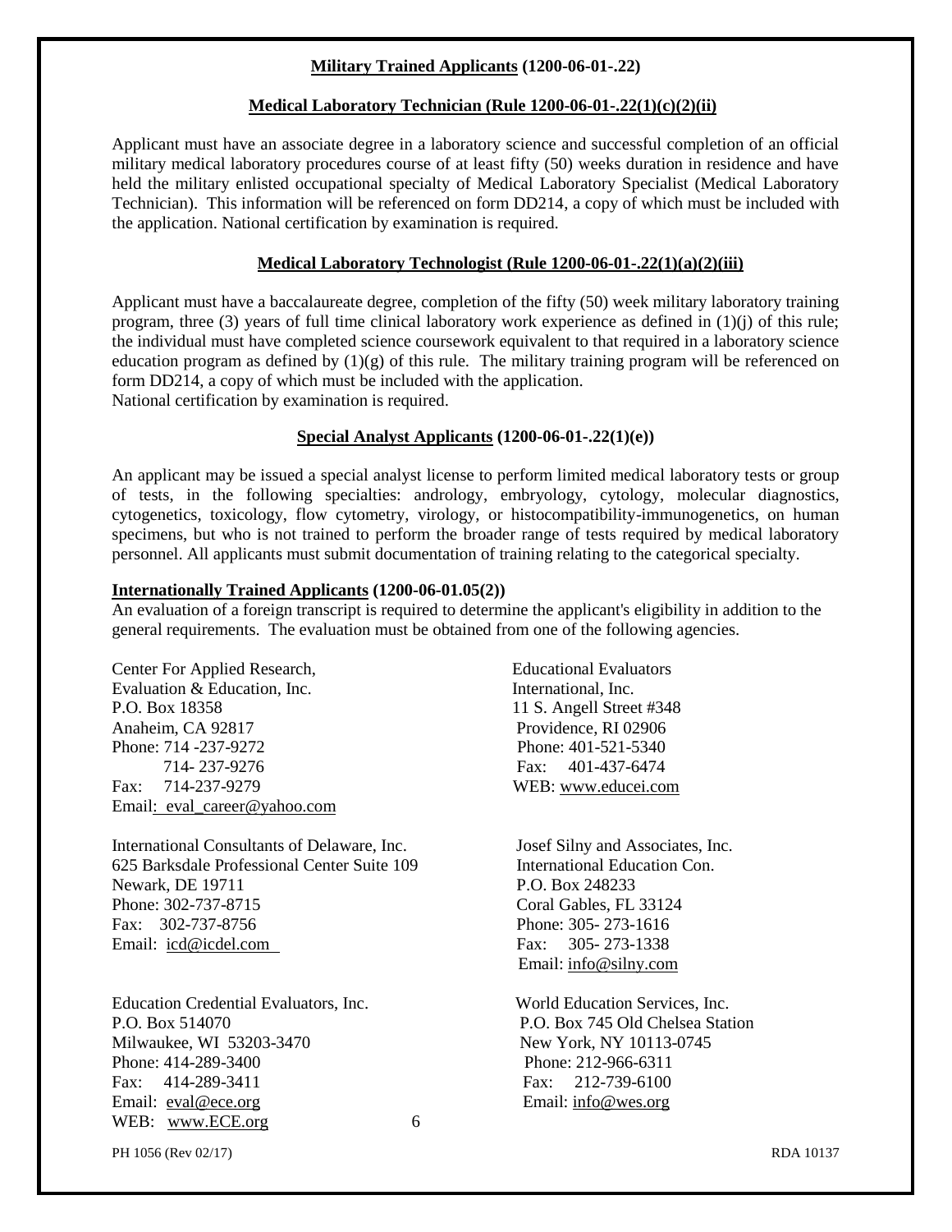## **Military Trained Applicants** (1200-06-01-.22)

### **Medical Laboratory Technician (Rule 1200-06-01-.22(1)(c)(2)(ii)**

Applicant must have an associate degree in a laboratory science and successful completion of an official military medical laboratory procedures course of at least fifty (50) weeks duration in residence and have held the military enlisted occupational specialty of Medical Laboratory Specialist (Medical Laboratory Technician). This information will be referenced on form DD214, a copy of which must be included with the application. National certification by examination is required.

### **Medical Laboratory Technologist (Rule 1200-06-01-.22(1)(a)(2)(iii)**

Applicant must have a baccalaureate degree, completion of the fifty (50) week military laboratory training program, three (3) years of full time clinical laboratory work experience as defined in (1)(j) of this rule; the individual must have completed science coursework equivalent to that required in a laboratory science education program as defined by (1)(g) of this rule. The military training program will be referenced on form DD214, a copy of which must be included with the application.
National certification by examination is required.

## **Special Analyst Applicants** (1200-06-01-.22(1)(e))

An applicant may be issued a special analyst license to perform limited medical laboratory tests or group of tests, in the following specialties: andrology, embryology, cytology, molecular diagnostics, cytogenetics, toxicology, flow cytometry, virology, or histocompatibility-immunogenetics, on human specimens, but who is not trained to perform the broader range of tests required by medical laboratory personnel. All applicants must submit documentation of training relating to the categorical specialty.

## **Internationally Trained Applicants** (1200-06-01.05(2))

An evaluation of a foreign transcript is required to determine the applicant's eligibility in addition to the general requirements. The evaluation must be obtained from one of the following agencies.

Center For Applied Research,
Evaluation & Education, Inc.
P.O. Box 18358
Anaheim, CA 92817
Phone: 714 -237-9272
714- 237-9276
Fax: 714-237-9279
Email: eval_career@yahoo.com

Educational Evaluators
International, Inc.
11 S. Angell Street #348
Providence, RI 02906
Phone: 401-521-5340
Fax: 401-437-6474
WEB: www.educei.com

International Consultants of Delaware, Inc.
625 Barksdale Professional Center Suite 109
Newark, DE 19711
Phone: 302-737-8715
Fax: 302-737-8756
Email: icd@icdel.com

Josef Silny and Associates, Inc.
International Education Con.
P.O. Box 248233
Coral Gables, FL 33124
Phone: 305- 273-1616
Fax: 305- 273-1338
Email: info@silny.com

Education Credential Evaluators, Inc.
P.O. Box 514070
Milwaukee, WI 53203-3470
Phone: 414-289-3400
Fax: 414-289-3411
Email: eval@ece.org
WEB: www.ECE.org

World Education Services, Inc.
P.O. Box 745 Old Chelsea Station
New York, NY 10113-0745
Phone: 212-966-6311
Fax: 212-739-6100
Email: info@wes.org

PH 1056 (Rev 02/17) RDA 10137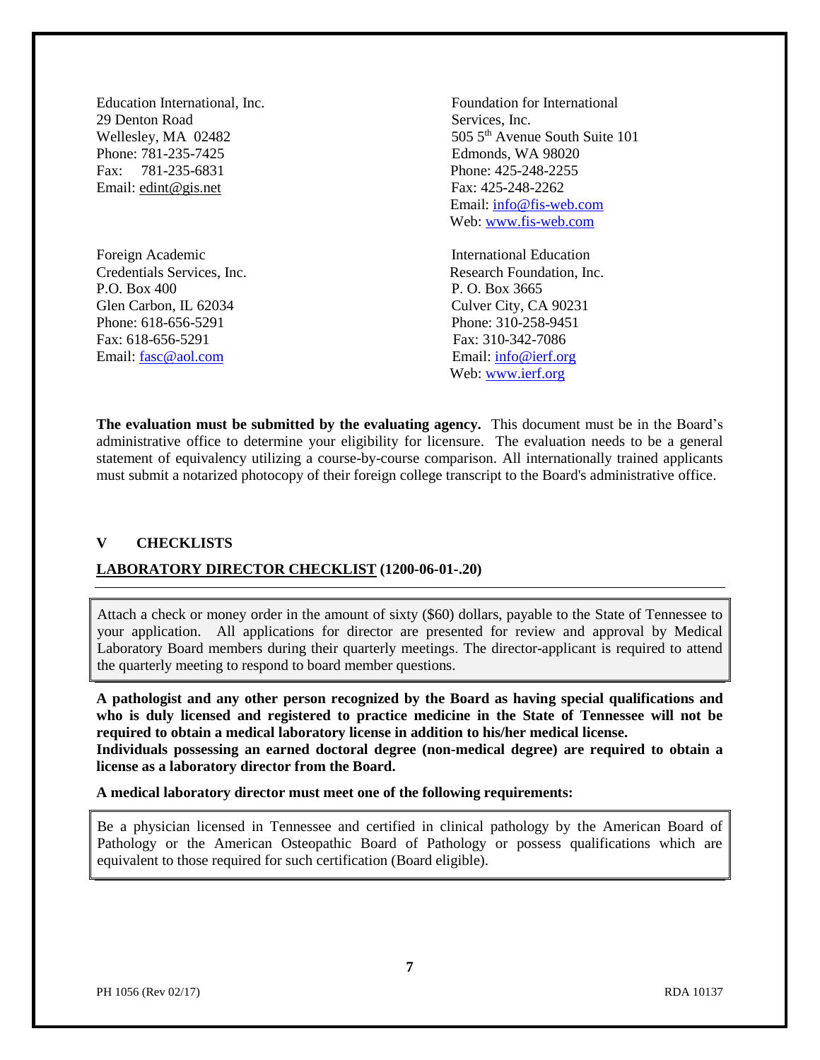Education International, Inc.
29 Denton Road
Wellesley, MA 02482
Phone: 781-235-7425
Fax: 781-235-6831
Email: edint@gis.net

Foundation for International Services, Inc.
505 5th Avenue South Suite 101
Edmonds, WA 98020
Phone: 425-248-2255
Fax: 425-248-2262
Email: info@fis-web.com
Web: www.fis-web.com

Foreign Academic Credentials Services, Inc.
P.O. Box 400
Glen Carbon, IL 62034
Phone: 618-656-5291
Fax: 618-656-5291
Email: fasc@aol.com

International Education Research Foundation, Inc.
P. O. Box 3665
Culver City, CA 90231
Phone: 310-258-9451
Fax: 310-342-7086
Email: info@ierf.org
Web: www.ierf.org

**The evaluation must be submitted by the evaluating agency.** This document must be in the Board's administrative office to determine your eligibility for licensure. The evaluation needs to be a general statement of equivalency utilizing a course-by-course comparison. All internationally trained applicants must submit a notarized photocopy of their foreign college transcript to the Board's administrative office.

## V CHECKLISTS

### LABORATORY DIRECTOR CHECKLIST (1200-06-01-.20)

Attach a check or money order in the amount of sixty ($60) dollars, payable to the State of Tennessee to your application. All applications for director are presented for review and approval by Medical Laboratory Board members during their quarterly meetings. The director-applicant is required to attend the quarterly meeting to respond to board member questions.

**A pathologist and any other person recognized by the Board as having special qualifications and who is duly licensed and registered to practice medicine in the State of Tennessee will not be required to obtain a medical laboratory license in addition to his/her medical license.**
**Individuals possessing an earned doctoral degree (non-medical degree) are required to obtain a license as a laboratory director from the Board.**

**A medical laboratory director must meet one of the following requirements:**

Be a physician licensed in Tennessee and certified in clinical pathology by the American Board of Pathology or the American Osteopathic Board of Pathology or possess qualifications which are equivalent to those required for such certification (Board eligible).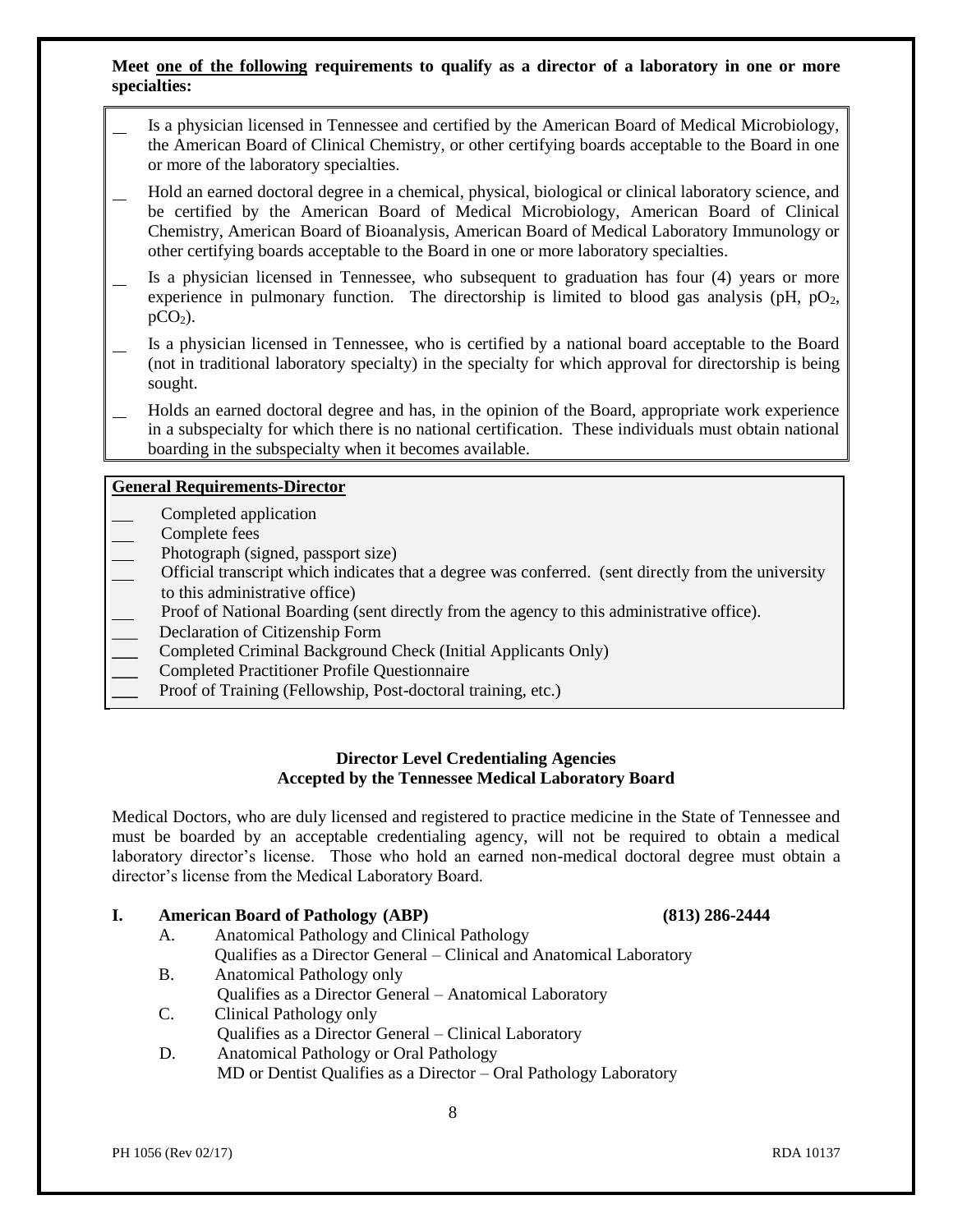**Meet one of the following requirements to qualify as a director of a laboratory in one or more specialties:**

- \_\_ Is a physician licensed in Tennessee and certified by the American Board of Medical Microbiology, the American Board of Clinical Chemistry, or other certifying boards acceptable to the Board in one or more of the laboratory specialties.
- \_\_ Hold an earned doctoral degree in a chemical, physical, biological or clinical laboratory science, and be certified by the American Board of Medical Microbiology, American Board of Clinical Chemistry, American Board of Bioanalysis, American Board of Medical Laboratory Immunology or other certifying boards acceptable to the Board in one or more laboratory specialties.
- \_\_ Is a physician licensed in Tennessee, who subsequent to graduation has four (4) years or more experience in pulmonary function. The directorship is limited to blood gas analysis (pH, $pO_2$, $pCO_2$).
- \_\_ Is a physician licensed in Tennessee, who is certified by a national board acceptable to the Board (not in traditional laboratory specialty) in the specialty for which approval for directorship is being sought.
- \_\_ Holds an earned doctoral degree and has, in the opinion of the Board, appropriate work experience in a subspecialty for which there is no national certification. These individuals must obtain national boarding in the subspecialty when it becomes available.

**General Requirements-Director**

- \_\_ Completed application
- \_\_ Complete fees
- \_\_ Photograph (signed, passport size)
- \_\_ Official transcript which indicates that a degree was conferred. (sent directly from the university to this administrative office)
- \_\_ Proof of National Boarding (sent directly from the agency to this administrative office).
- \_\_ Declaration of Citizenship Form
- \_\_ Completed Criminal Background Check (Initial Applicants Only)
- \_\_ Completed Practitioner Profile Questionnaire
- \_\_ Proof of Training (Fellowship, Post-doctoral training, etc.)

## Director Level Credentialing Agencies Accepted by the Tennessee Medical Laboratory Board

Medical Doctors, who are duly licensed and registered to practice medicine in the State of Tennessee and must be boarded by an acceptable credentialing agency, will not be required to obtain a medical laboratory director's license. Those who hold an earned non-medical doctoral degree must obtain a director's license from the Medical Laboratory Board.

**I. American Board of Pathology (ABP) (813) 286-2444**

A. Anatomical Pathology and Clinical Pathology
   Qualifies as a Director General – Clinical and Anatomical Laboratory

B. Anatomical Pathology only
   Qualifies as a Director General – Anatomical Laboratory

C. Clinical Pathology only
   Qualifies as a Director General – Clinical Laboratory

D. Anatomical Pathology or Oral Pathology
   MD or Dentist Qualifies as a Director – Oral Pathology Laboratory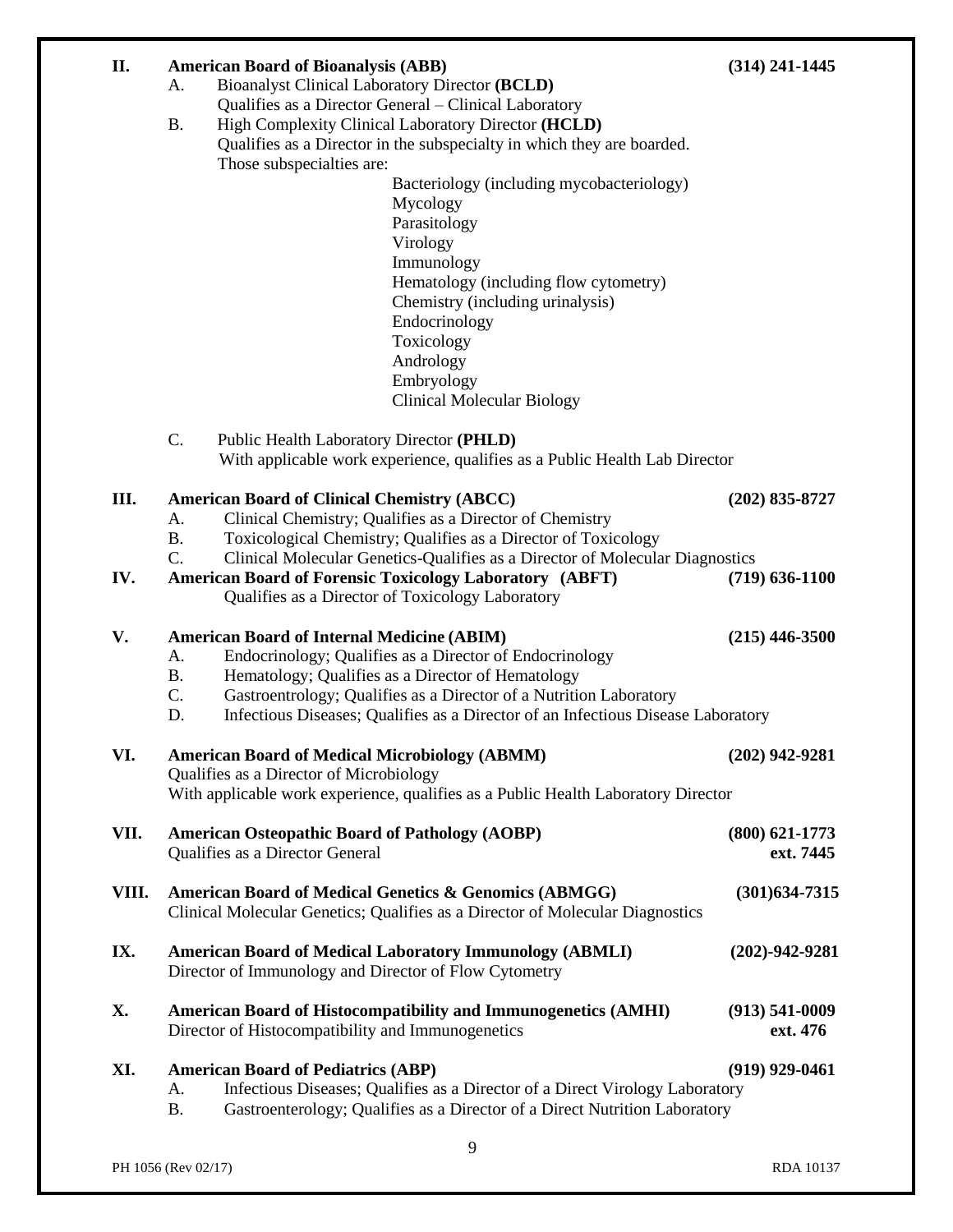**II. American Board of Bioanalysis (ABB)** **(314) 241-1445**

A. Bioanalyst Clinical Laboratory Director **(BCLD)**
Qualifies as a Director General – Clinical Laboratory

B. High Complexity Clinical Laboratory Director **(HCLD)**
Qualifies as a Director in the subspecialty in which they are boarded.
Those subspecialties are:

- Bacteriology (including mycobacteriology)
- Mycology
- Parasitology
- Virology
- Immunology
- Hematology (including flow cytometry)
- Chemistry (including urinalysis)
- Endocrinology
- Toxicology
- Andrology
- Embryology
- Clinical Molecular Biology

C. Public Health Laboratory Director **(PHLD)**
With applicable work experience, qualifies as a Public Health Lab Director

**III. American Board of Clinical Chemistry (ABCC)** **(202) 835-8727**

A. Clinical Chemistry; Qualifies as a Director of Chemistry
B. Toxicological Chemistry; Qualifies as a Director of Toxicology
C. Clinical Molecular Genetics-Qualifies as a Director of Molecular Diagnostics

**IV. American Board of Forensic Toxicology Laboratory (ABFT)** **(719) 636-1100**

Qualifies as a Director of Toxicology Laboratory

**V. American Board of Internal Medicine (ABIM)** **(215) 446-3500**

A. Endocrinology; Qualifies as a Director of Endocrinology
B. Hematology; Qualifies as a Director of Hematology
C. Gastroentrology; Qualifies as a Director of a Nutrition Laboratory
D. Infectious Diseases; Qualifies as a Director of an Infectious Disease Laboratory

**VI. American Board of Medical Microbiology (ABMM)** **(202) 942-9281**

Qualifies as a Director of Microbiology
With applicable work experience, qualifies as a Public Health Laboratory Director

**VII. American Osteopathic Board of Pathology (AOBP)** **(800) 621-1773 ext. 7445**

Qualifies as a Director General

**VIII. American Board of Medical Genetics & Genomics (ABMGG)** **(301)634-7315**

Clinical Molecular Genetics; Qualifies as a Director of Molecular Diagnostics

**IX. American Board of Medical Laboratory Immunology (ABMLI)** **(202)-942-9281**

Director of Immunology and Director of Flow Cytometry

**X. American Board of Histocompatibility and Immunogenetics (AMHI)** **(913) 541-0009 ext. 476**

Director of Histocompatibility and Immunogenetics

**XI. American Board of Pediatrics (ABP)** **(919) 929-0461**

A. Infectious Diseases; Qualifies as a Director of a Direct Virology Laboratory
B. Gastroenterology; Qualifies as a Director of a Direct Nutrition Laboratory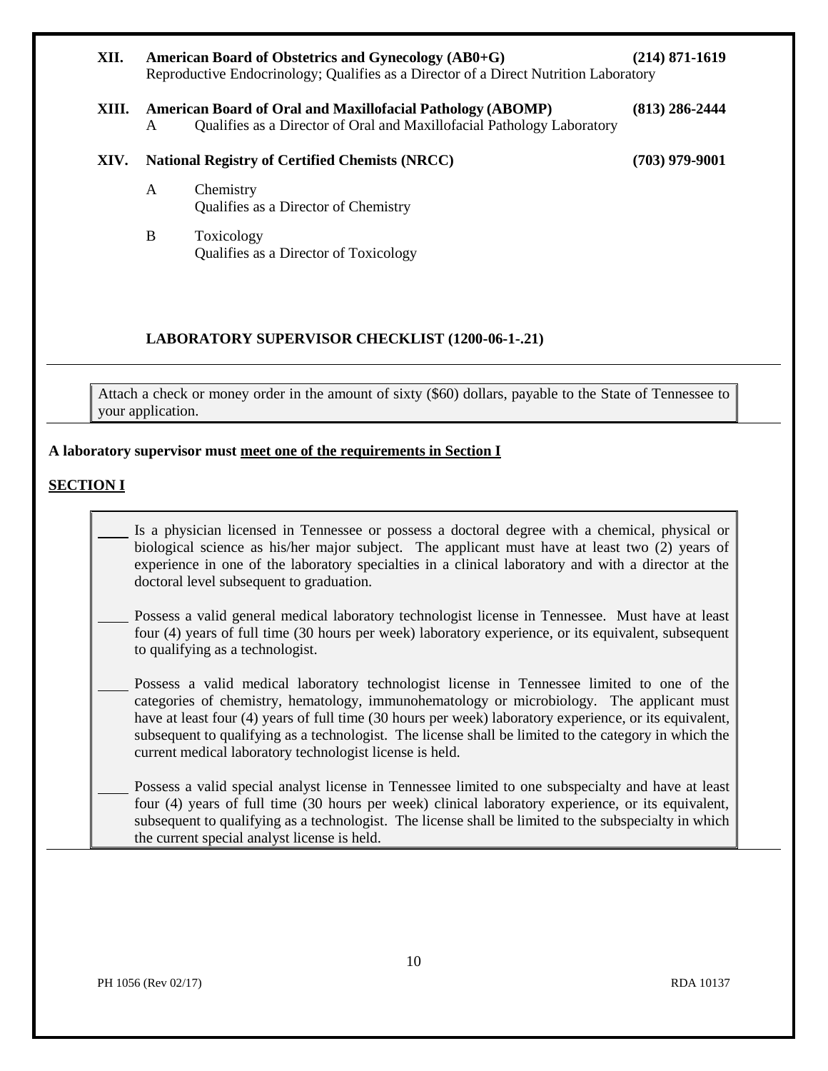**XII. American Board of Obstetrics and Gynecology (AB0+G) (214) 871-1619**
Reproductive Endocrinology; Qualifies as a Director of a Direct Nutrition Laboratory

**XIII. American Board of Oral and Maxillofacial Pathology (ABOMP) (813) 286-2444**

A Qualifies as a Director of Oral and Maxillofacial Pathology Laboratory

**XIV. National Registry of Certified Chemists (NRCC) (703) 979-9001**

A Chemistry
Qualifies as a Director of Chemistry

B Toxicology
Qualifies as a Director of Toxicology

## LABORATORY SUPERVISOR CHECKLIST (1200-06-1-.21)

Attach a check or money order in the amount of sixty ($60) dollars, payable to the State of Tennessee to your application.

**A laboratory supervisor must <u>meet one of the requirements in Section I</u>**

## <u>SECTION I</u>

____ Is a physician licensed in Tennessee or possess a doctoral degree with a chemical, physical or biological science as his/her major subject. The applicant must have at least two (2) years of experience in one of the laboratory specialties in a clinical laboratory and with a director at the doctoral level subsequent to graduation.

____ Possess a valid general medical laboratory technologist license in Tennessee. Must have at least four (4) years of full time (30 hours per week) laboratory experience, or its equivalent, subsequent to qualifying as a technologist.

____ Possess a valid medical laboratory technologist license in Tennessee limited to one of the categories of chemistry, hematology, immunohematology or microbiology. The applicant must have at least four (4) years of full time (30 hours per week) laboratory experience, or its equivalent, subsequent to qualifying as a technologist. The license shall be limited to the category in which the current medical laboratory technologist license is held.

____ Possess a valid special analyst license in Tennessee limited to one subspecialty and have at least four (4) years of full time (30 hours per week) clinical laboratory experience, or its equivalent, subsequent to qualifying as a technologist. The license shall be limited to the subspecialty in which the current special analyst license is held.

PH 1056 (Rev 02/17) RDA 10137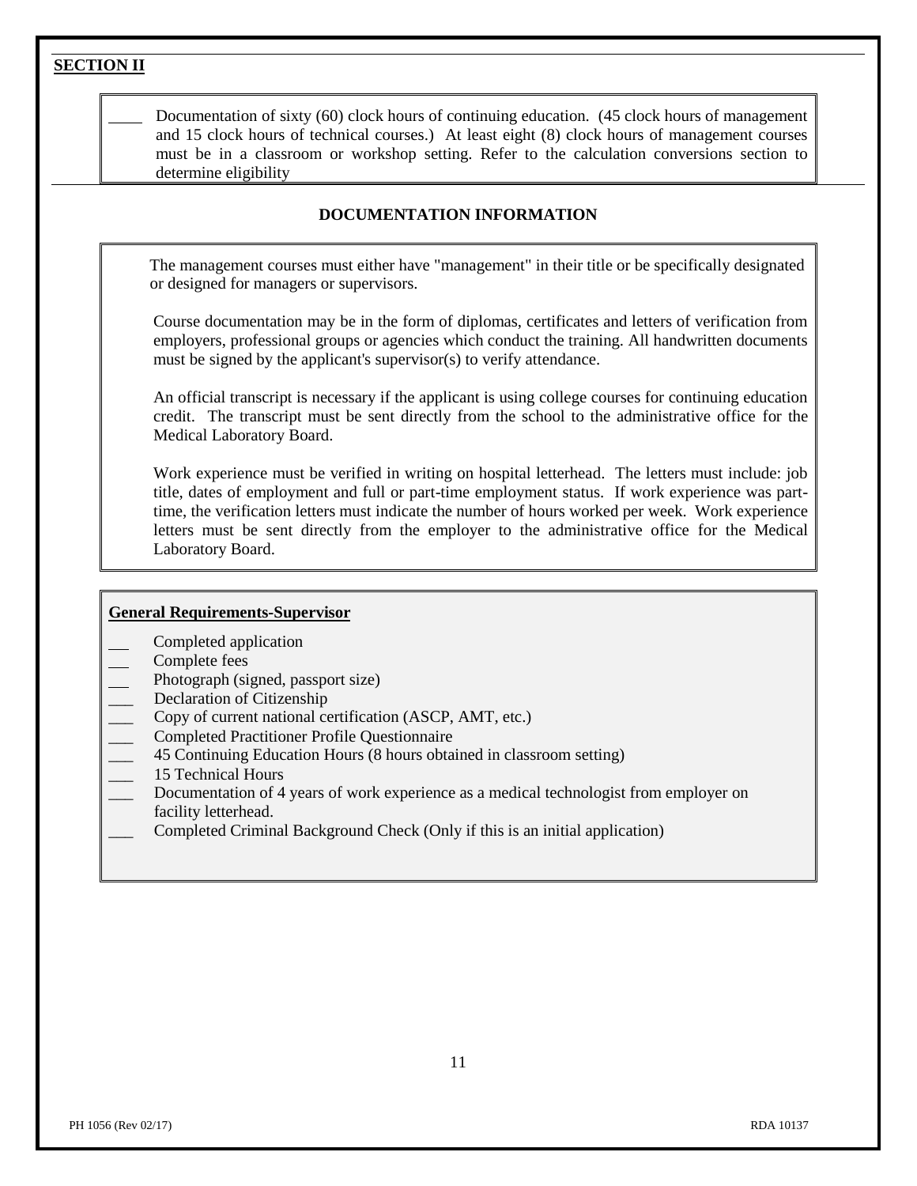## SECTION II

____ Documentation of sixty (60) clock hours of continuing education. (45 clock hours of management and 15 clock hours of technical courses.) At least eight (8) clock hours of management courses must be in a classroom or workshop setting. Refer to the calculation conversions section to determine eligibility

### DOCUMENTATION INFORMATION

The management courses must either have "management" in their title or be specifically designated or designed for managers or supervisors.

Course documentation may be in the form of diplomas, certificates and letters of verification from employers, professional groups or agencies which conduct the training. All handwritten documents must be signed by the applicant's supervisor(s) to verify attendance.

An official transcript is necessary if the applicant is using college courses for continuing education credit. The transcript must be sent directly from the school to the administrative office for the Medical Laboratory Board.

Work experience must be verified in writing on hospital letterhead. The letters must include: job title, dates of employment and full or part-time employment status. If work experience was part-time, the verification letters must indicate the number of hours worked per week. Work experience letters must be sent directly from the employer to the administrative office for the Medical Laboratory Board.

**General Requirements-Supervisor**

__ Completed application
__ Complete fees
__ Photograph (signed, passport size)
___ Declaration of Citizenship
___ Copy of current national certification (ASCP, AMT, etc.)
___ Completed Practitioner Profile Questionnaire
___ 45 Continuing Education Hours (8 hours obtained in classroom setting)
___ 15 Technical Hours
___ Documentation of 4 years of work experience as a medical technologist from employer on facility letterhead.
___ Completed Criminal Background Check (Only if this is an initial application)

PH 1056 (Rev 02/17) RDA 10137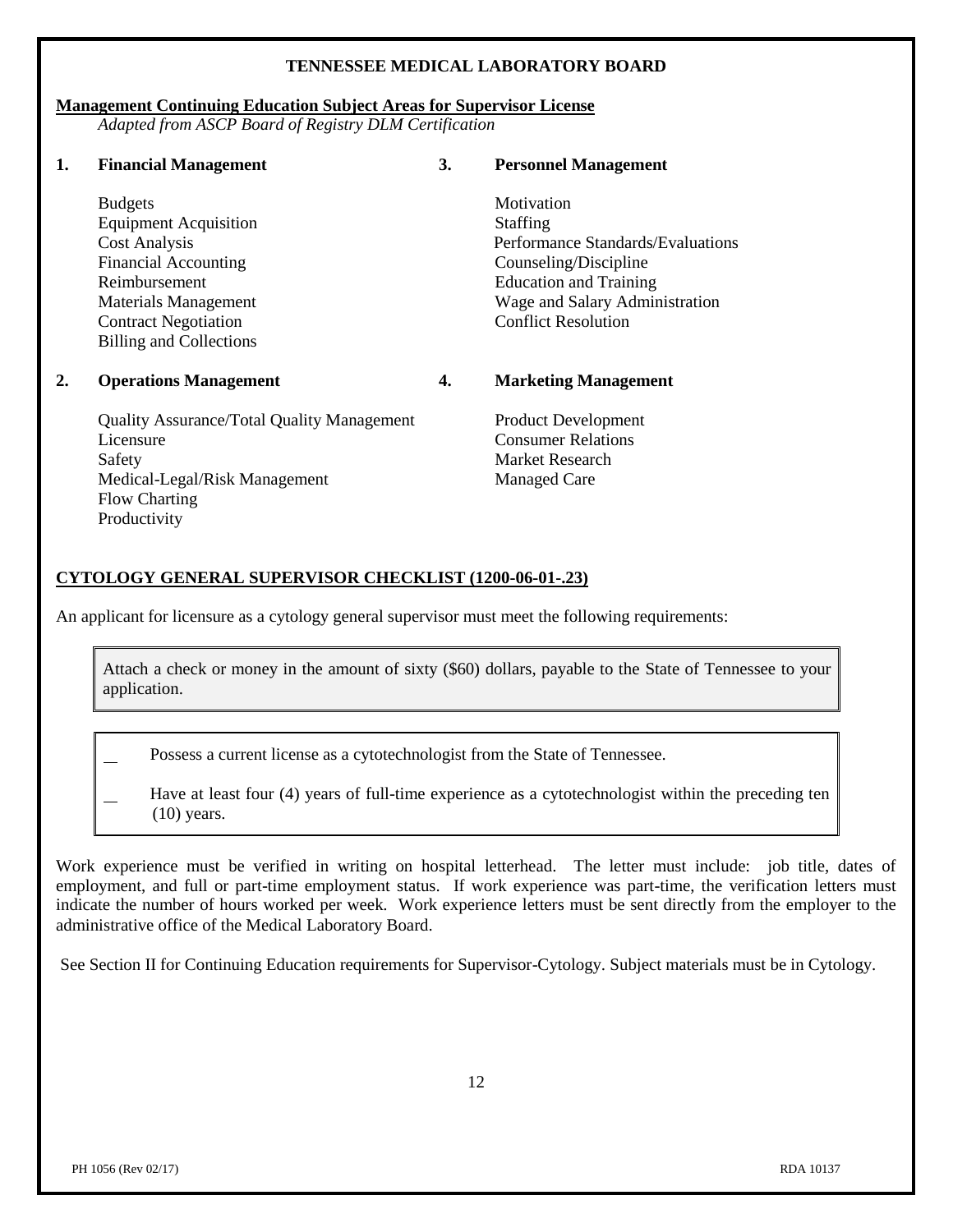**TENNESSEE MEDICAL LABORATORY BOARD**

**Management Continuing Education Subject Areas for Supervisor License**

*Adapted from ASCP Board of Registry DLM Certification*

**1. Financial Management**

- Budgets
- Equipment Acquisition
- Cost Analysis
- Financial Accounting
- Reimbursement
- Materials Management
- Contract Negotiation
- Billing and Collections

**2. Operations Management**

- Quality Assurance/Total Quality Management
- Licensure
- Safety
- Medical-Legal/Risk Management
- Flow Charting
- Productivity

**3. Personnel Management**

- Motivation
- Staffing
- Performance Standards/Evaluations
- Counseling/Discipline
- Education and Training
- Wage and Salary Administration
- Conflict Resolution

**4. Marketing Management**

- Product Development
- Consumer Relations
- Market Research
- Managed Care

**CYTOLOGY GENERAL SUPERVISOR CHECKLIST (1200-06-01-.23)**

An applicant for licensure as a cytology general supervisor must meet the following requirements:

Attach a check or money in the amount of sixty ($60) dollars, payable to the State of Tennessee to your application.

__ Possess a current license as a cytotechnologist from the State of Tennessee.

__ Have at least four (4) years of full-time experience as a cytotechnologist within the preceding ten (10) years.

Work experience must be verified in writing on hospital letterhead. The letter must include: job title, dates of employment, and full or part-time employment status. If work experience was part-time, the verification letters must indicate the number of hours worked per week. Work experience letters must be sent directly from the employer to the administrative office of the Medical Laboratory Board.

See Section II for Continuing Education requirements for Supervisor-Cytology. Subject materials must be in Cytology.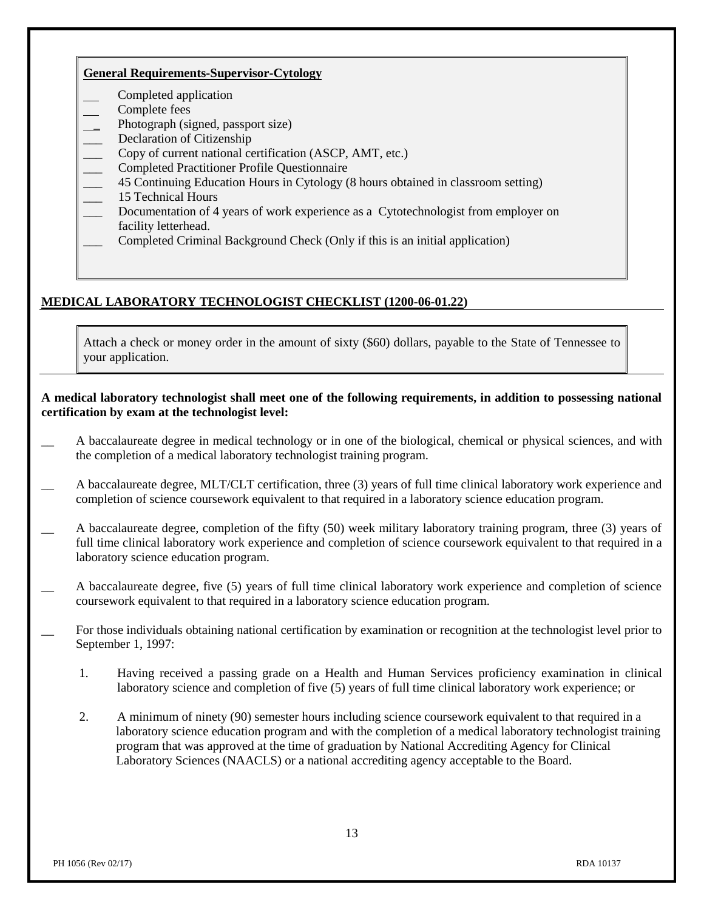**General Requirements-Supervisor-Cytology**

- ___ Completed application
- ___ Complete fees
- ___ Photograph (signed, passport size)
- ___ Declaration of Citizenship
- ___ Copy of current national certification (ASCP, AMT, etc.)
- ___ Completed Practitioner Profile Questionnaire
- ___ 45 Continuing Education Hours in Cytology (8 hours obtained in classroom setting)
- ___ 15 Technical Hours
- ___ Documentation of 4 years of work experience as a Cytotechnologist from employer on facility letterhead.
- ___ Completed Criminal Background Check (Only if this is an initial application)

## MEDICAL LABORATORY TECHNOLOGIST CHECKLIST (1200-06-01.22)

Attach a check or money order in the amount of sixty ($60) dollars, payable to the State of Tennessee to your application.

**A medical laboratory technologist shall meet one of the following requirements, in addition to possessing national certification by exam at the technologist level:**

- __ A baccalaureate degree in medical technology or in one of the biological, chemical or physical sciences, and with the completion of a medical laboratory technologist training program.
- __ A baccalaureate degree, MLT/CLT certification, three (3) years of full time clinical laboratory work experience and completion of science coursework equivalent to that required in a laboratory science education program.
- __ A baccalaureate degree, completion of the fifty (50) week military laboratory training program, three (3) years of full time clinical laboratory work experience and completion of science coursework equivalent to that required in a laboratory science education program.
- __ A baccalaureate degree, five (5) years of full time clinical laboratory work experience and completion of science coursework equivalent to that required in a laboratory science education program.
- __ For those individuals obtaining national certification by examination or recognition at the technologist level prior to September 1, 1997:

  1. Having received a passing grade on a Health and Human Services proficiency examination in clinical laboratory science and completion of five (5) years of full time clinical laboratory work experience; or
  2. A minimum of ninety (90) semester hours including science coursework equivalent to that required in a laboratory science education program and with the completion of a medical laboratory technologist training program that was approved at the time of graduation by National Accrediting Agency for Clinical Laboratory Sciences (NAACLS) or a national accrediting agency acceptable to the Board.

PH 1056 (Rev 02/17) RDA 10137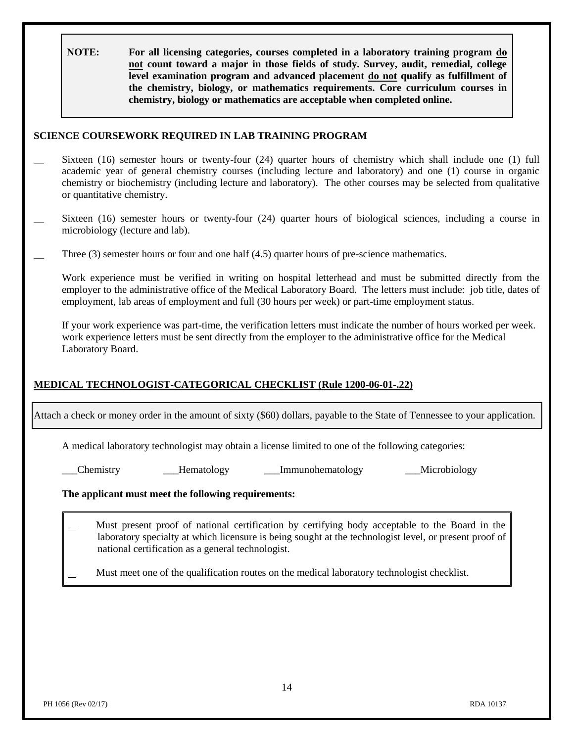**NOTE:** **For all licensing categories, courses completed in a laboratory training program <u>do not</u> count toward a major in those fields of study. Survey, audit, remedial, college level examination program and advanced placement <u>do not</u> qualify as fulfillment of the chemistry, biology, or mathematics requirements. Core curriculum courses in chemistry, biology or mathematics are acceptable when completed online.**

**SCIENCE COURSEWORK REQUIRED IN LAB TRAINING PROGRAM**

__ Sixteen (16) semester hours or twenty-four (24) quarter hours of chemistry which shall include one (1) full academic year of general chemistry courses (including lecture and laboratory) and one (1) course in organic chemistry or biochemistry (including lecture and laboratory). The other courses may be selected from qualitative or quantitative chemistry.

__ Sixteen (16) semester hours or twenty-four (24) quarter hours of biological sciences, including a course in microbiology (lecture and lab).

__ Three (3) semester hours or four and one half (4.5) quarter hours of pre-science mathematics.

Work experience must be verified in writing on hospital letterhead and must be submitted directly from the employer to the administrative office of the Medical Laboratory Board. The letters must include: job title, dates of employment, lab areas of employment and full (30 hours per week) or part-time employment status.

If your work experience was part-time, the verification letters must indicate the number of hours worked per week. work experience letters must be sent directly from the employer to the administrative office for the Medical Laboratory Board.

**<u>MEDICAL TECHNOLOGIST-CATEGORICAL CHECKLIST (Rule 1200-06-01-.22)</u>**

Attach a check or money order in the amount of sixty ($60) dollars, payable to the State of Tennessee to your application.

A medical laboratory technologist may obtain a license limited to one of the following categories:

___Chemistry ___Hematology ___Immunohematology ___Microbiology

**The applicant must meet the following requirements:**

__ Must present proof of national certification by certifying body acceptable to the Board in the laboratory specialty at which licensure is being sought at the technologist level, or present proof of national certification as a general technologist.

__ Must meet one of the qualification routes on the medical laboratory technologist checklist.

PH 1056 (Rev 02/17) RDA 10137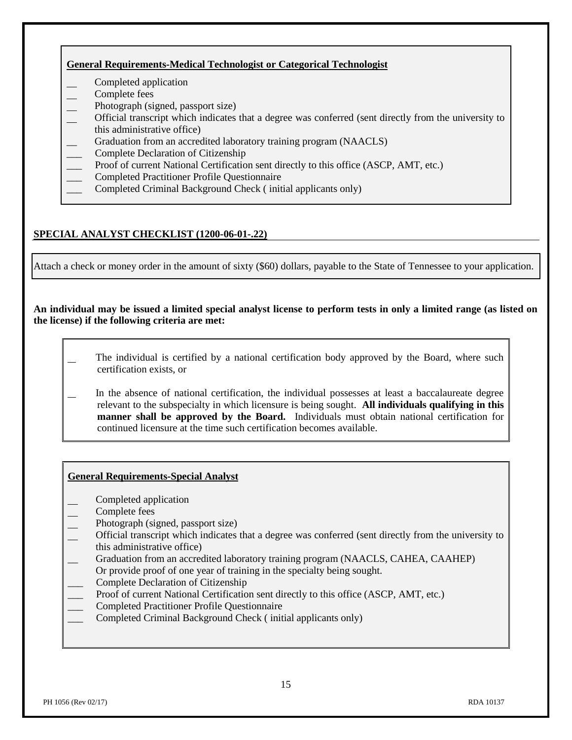**General Requirements-Medical Technologist or Categorical Technologist**

- __ Completed application
- __ Complete fees
- __ Photograph (signed, passport size)
- __ Official transcript which indicates that a degree was conferred (sent directly from the university to this administrative office)
- __ Graduation from an accredited laboratory training program (NAACLS)
- ___ Complete Declaration of Citizenship
- ___ Proof of current National Certification sent directly to this office (ASCP, AMT, etc.)
- ___ Completed Practitioner Profile Questionnaire
- ___ Completed Criminal Background Check ( initial applicants only)

## SPECIAL ANALYST CHECKLIST (1200-06-01-.22)

Attach a check or money order in the amount of sixty ($60) dollars, payable to the State of Tennessee to your application.

**An individual may be issued a limited special analyst license to perform tests in only a limited range (as listed on the license) if the following criteria are met:**

- __ The individual is certified by a national certification body approved by the Board, where such certification exists, or

- __ In the absence of national certification, the individual possesses at least a baccalaureate degree relevant to the subspecialty in which licensure is being sought. **All individuals qualifying in this manner shall be approved by the Board.** Individuals must obtain national certification for continued licensure at the time such certification becomes available.

**General Requirements-Special Analyst**

- __ Completed application
- __ Complete fees
- __ Photograph (signed, passport size)
- __ Official transcript which indicates that a degree was conferred (sent directly from the university to this administrative office)
- __ Graduation from an accredited laboratory training program (NAACLS, CAHEA, CAAHEP) Or provide proof of one year of training in the specialty being sought.
- ___ Complete Declaration of Citizenship
- ___ Proof of current National Certification sent directly to this office (ASCP, AMT, etc.)
- ___ Completed Practitioner Profile Questionnaire
- ___ Completed Criminal Background Check ( initial applicants only)

PH 1056 (Rev 02/17) RDA 10137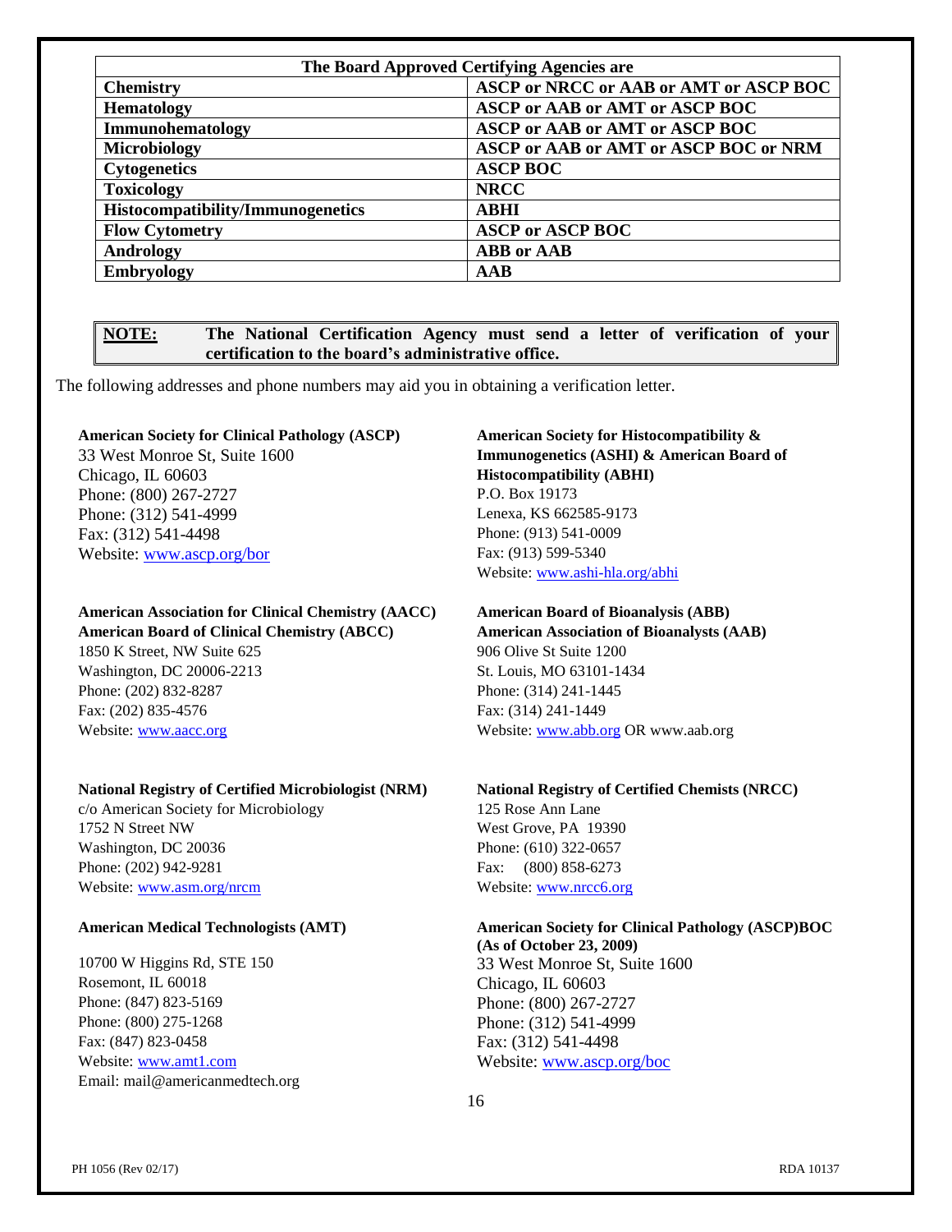| The Board Approved Certifying Agencies are | |
|---|---|
| **Chemistry** | **ASCP or NRCC or AAB or AMT or ASCP BOC** |
| **Hematology** | **ASCP or AAB or AMT or ASCP BOC** |
| **Immunohematology** | **ASCP or AAB or AMT or ASCP BOC** |
| **Microbiology** | **ASCP or AAB or AMT or ASCP BOC or NRM** |
| **Cytogenetics** | **ASCP BOC** |
| **Toxicology** | **NRCC** |
| **Histocompatibility/Immunogenetics** | **ABHI** |
| **Flow Cytometry** | **ASCP or ASCP BOC** |
| **Andrology** | **ABB or AAB** |
| **Embryology** | **AAB** |

**NOTE:** **The National Certification Agency must send a letter of verification of your certification to the board's administrative office.**

The following addresses and phone numbers may aid you in obtaining a verification letter.

**American Society for Clinical Pathology (ASCP)**
33 West Monroe St, Suite 1600
Chicago, IL 60603
Phone: (800) 267-2727
Phone: (312) 541-4999
Fax: (312) 541-4498
Website: www.ascp.org/bor

**American Association for Clinical Chemistry (AACC)**
**American Board of Clinical Chemistry (ABCC)**
1850 K Street, NW Suite 625
Washington, DC 20006-2213
Phone: (202) 832-8287
Fax: (202) 835-4576
Website: www.aacc.org

**National Registry of Certified Microbiologist (NRM)**
c/o American Society for Microbiology
1752 N Street NW
Washington, DC 20036
Phone: (202) 942-9281
Website: www.asm.org/nrcm

**American Medical Technologists (AMT)**

10700 W Higgins Rd, STE 150
Rosemont, IL 60018
Phone: (847) 823-5169
Phone: (800) 275-1268
Fax: (847) 823-0458
Website: www.amt1.com
Email: mail@americanmedtech.org

**American Society for Histocompatibility & Immunogenetics (ASHI) & American Board of Histocompatibility (ABHI)**
P.O. Box 19173
Lenexa, KS 662585-9173
Phone: (913) 541-0009
Fax: (913) 599-5340
Website: www.ashi-hla.org/abhi

**American Board of Bioanalysis (ABB)**
**American Association of Bioanalysts (AAB)**
906 Olive St Suite 1200
St. Louis, MO 63101-1434
Phone: (314) 241-1445
Fax: (314) 241-1449
Website: www.abb.org OR www.aab.org

**National Registry of Certified Chemists (NRCC)**
125 Rose Ann Lane
West Grove, PA 19390
Phone: (610) 322-0657
Fax: (800) 858-6273
Website: www.nrcc6.org

**American Society for Clinical Pathology (ASCP)BOC**
**(As of October 23, 2009)**
33 West Monroe St, Suite 1600
Chicago, IL 60603
Phone: (800) 267-2727
Phone: (312) 541-4999
Fax: (312) 541-4498
Website: www.ascp.org/boc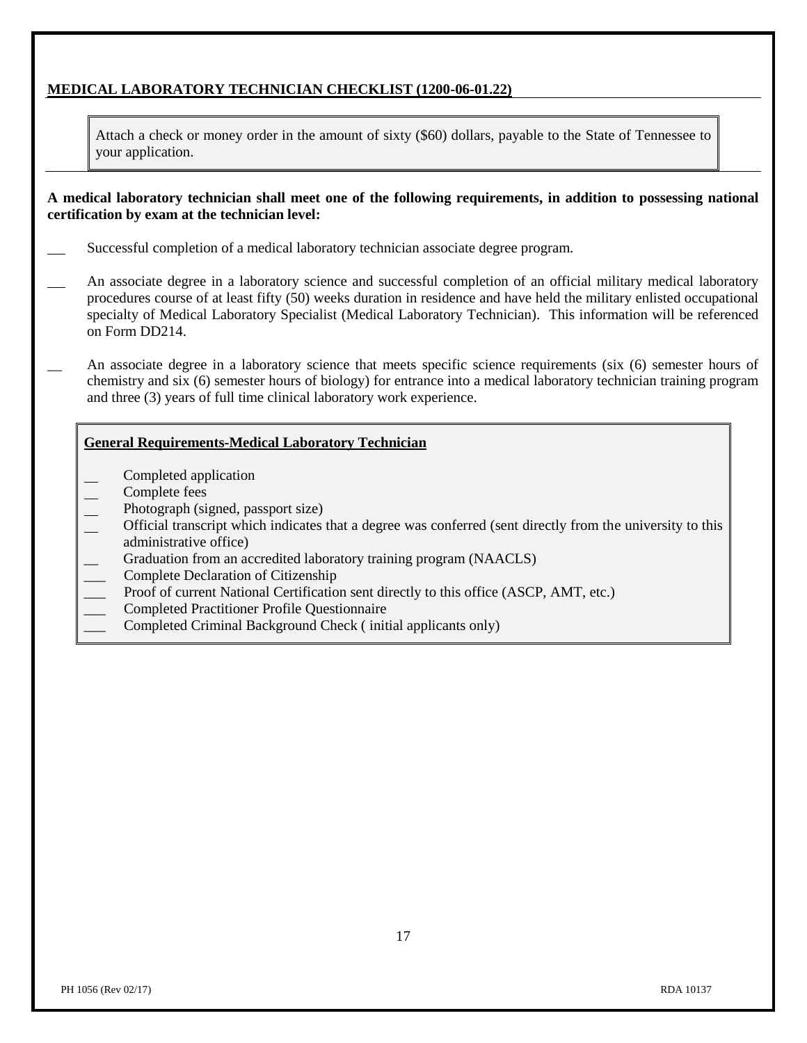## MEDICAL LABORATORY TECHNICIAN CHECKLIST (1200-06-01.22)

Attach a check or money order in the amount of sixty ($60) dollars, payable to the State of Tennessee to your application.

**A medical laboratory technician shall meet one of the following requirements, in addition to possessing national certification by exam at the technician level:**

__ Successful completion of a medical laboratory technician associate degree program.

__ An associate degree in a laboratory science and successful completion of an official military medical laboratory procedures course of at least fifty (50) weeks duration in residence and have held the military enlisted occupational specialty of Medical Laboratory Specialist (Medical Laboratory Technician). This information will be referenced on Form DD214.

__ An associate degree in a laboratory science that meets specific science requirements (six (6) semester hours of chemistry and six (6) semester hours of biology) for entrance into a medical laboratory technician training program and three (3) years of full time clinical laboratory work experience.

### General Requirements-Medical Laboratory Technician

__ Completed application
__ Complete fees
__ Photograph (signed, passport size)
__ Official transcript which indicates that a degree was conferred (sent directly from the university to this administrative office)
__ Graduation from an accredited laboratory training program (NAACLS)
___ Complete Declaration of Citizenship
___ Proof of current National Certification sent directly to this office (ASCP, AMT, etc.)
___ Completed Practitioner Profile Questionnaire
___ Completed Criminal Background Check ( initial applicants only)

PH 1056 (Rev 02/17) RDA 10137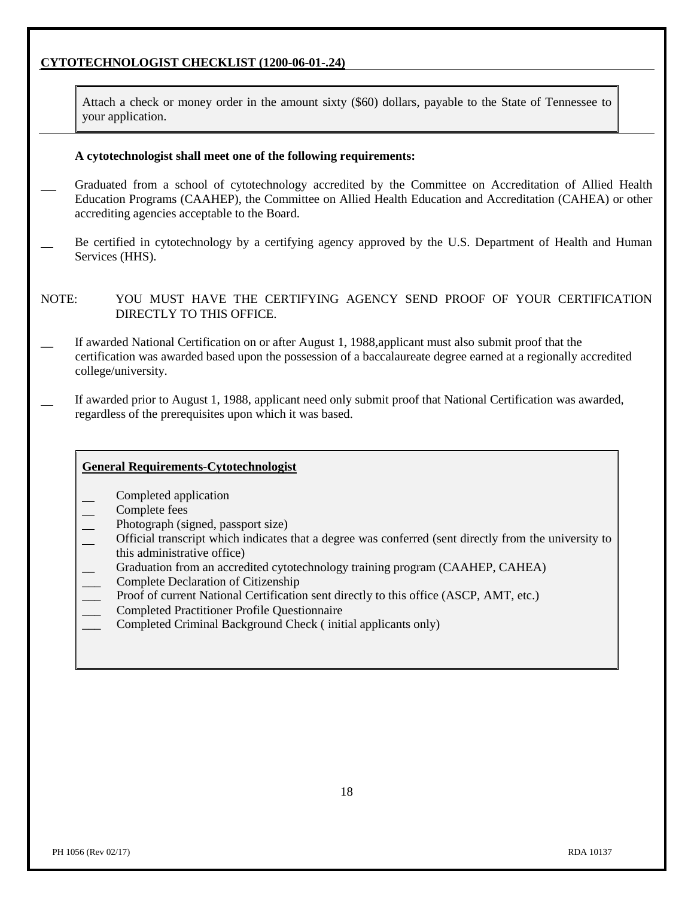**CYTOTECHNOLOGIST CHECKLIST (1200-06-01-.24)**

Attach a check or money order in the amount sixty ($60) dollars, payable to the State of Tennessee to your application.

**A cytotechnologist shall meet one of the following requirements:**

__ Graduated from a school of cytotechnology accredited by the Committee on Accreditation of Allied Health Education Programs (CAAHEP), the Committee on Allied Health Education and Accreditation (CAHEA) or other accrediting agencies acceptable to the Board.

__ Be certified in cytotechnology by a certifying agency approved by the U.S. Department of Health and Human Services (HHS).

NOTE: YOU MUST HAVE THE CERTIFYING AGENCY SEND PROOF OF YOUR CERTIFICATION DIRECTLY TO THIS OFFICE.

__ If awarded National Certification on or after August 1, 1988,applicant must also submit proof that the certification was awarded based upon the possession of a baccalaureate degree earned at a regionally accredited college/university.

__ If awarded prior to August 1, 1988, applicant need only submit proof that National Certification was awarded, regardless of the prerequisites upon which it was based.

**General Requirements-Cytotechnologist**

__ Completed application
__ Complete fees
__ Photograph (signed, passport size)
__ Official transcript which indicates that a degree was conferred (sent directly from the university to this administrative office)
__ Graduation from an accredited cytotechnology training program (CAAHEP, CAHEA)
___ Complete Declaration of Citizenship
___ Proof of current National Certification sent directly to this office (ASCP, AMT, etc.)
___ Completed Practitioner Profile Questionnaire
___ Completed Criminal Background Check ( initial applicants only)

PH 1056 (Rev 02/17) RDA 10137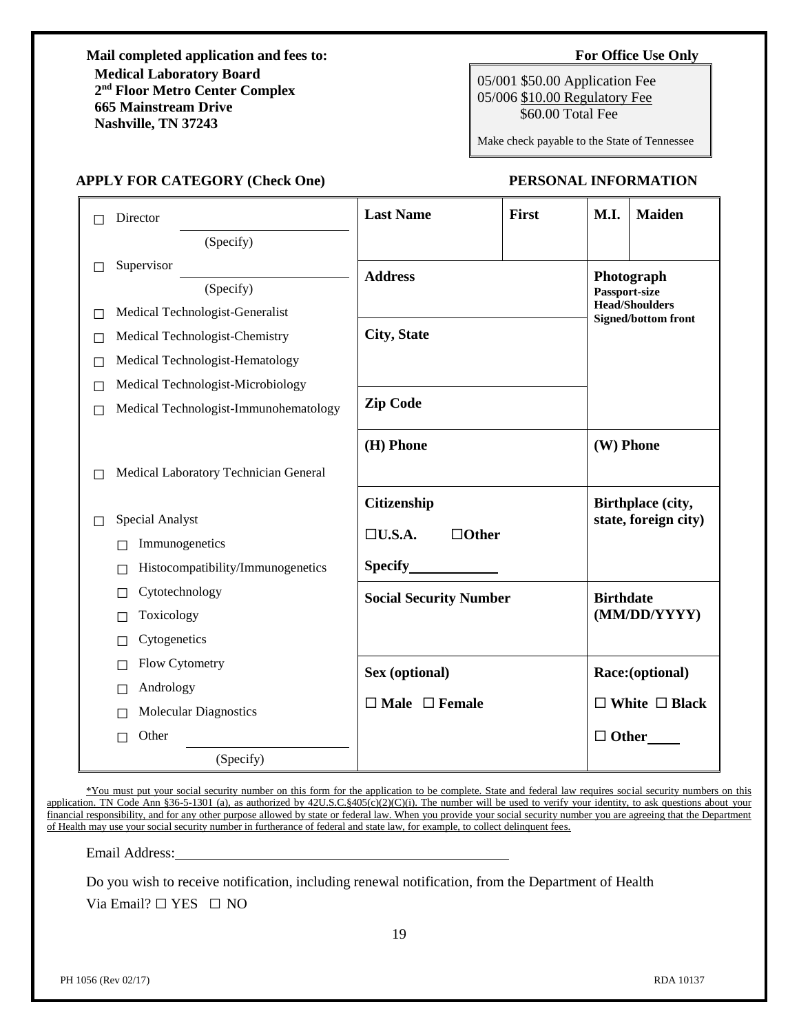**Mail completed application and fees to:**
**Medical Laboratory Board**
**2nd Floor Metro Center Complex**
**665 Mainstream Drive**
**Nashville, TN 37243**

**For Office Use Only**

05/001 $50.00 Application Fee
05/006 $10.00 Regulatory Fee
$60.00 Total Fee

Make check payable to the State of Tennessee

**APPLY FOR CATEGORY (Check One)**

**PERSONAL INFORMATION**

| APPLY FOR CATEGORY | | | | |
|---|---|---|---|---|
| ☐ Director ______ (Specify) | **Last Name** | **First** | **M.I.** | **Maiden** |
| ☐ Supervisor ______ (Specify) | **Address** | | **Photograph** Passport-size Head/Shoulders Signed/bottom front | |
| ☐ Medical Technologist-Generalist<br>☐ Medical Technologist-Chemistry | **City, State** | | | |
| ☐ Medical Technologist-Hematology<br>☐ Medical Technologist-Microbiology<br>☐ Medical Technologist-Immunohematology | **Zip Code** | | | |
| ☐ Medical Laboratory Technician General | **(H) Phone** | | **(W) Phone** | |
| ☐ Special Analyst<br>☐ Immunogenetics<br>☐ Histocompatibility/Immunogenetics | **Citizenship**<br>☐**U.S.A.** ☐**Other**<br>**Specify** ______ | | **Birthplace (city, state, foreign city)** | |
| ☐ Cytotechnology<br>☐ Toxicology<br>☐ Cytogenetics | **Social Security Number** | | **Birthdate (MM/DD/YYYY)** | |
| ☐ Flow Cytometry<br>☐ Andrology<br>☐ Molecular Diagnostics<br>☐ Other ______ (Specify) | **Sex (optional)**<br>☐ **Male** ☐ **Female** | | **Race:(optional)**<br>☐ **White** ☐ **Black**<br>☐ **Other** ____ | |

*You must put your social security number on this form for the application to be complete. State and federal law requires social security numbers on this application. TN Code Ann §36-5-1301 (a), as authorized by 42U.S.C.§405(c)(2)(C)(i). The number will be used to verify your identity, to ask questions about your financial responsibility, and for any other purpose allowed by state or federal law. When you provide your social security number you are agreeing that the Department of Health may use your social security number in furtherance of federal and state law, for example, to collect delinquent fees.

Email Address: ______________________________

Do you wish to receive notification, including renewal notification, from the Department of Health Via Email? ☐ YES ☐ NO

PH 1056 (Rev 02/17) RDA 10137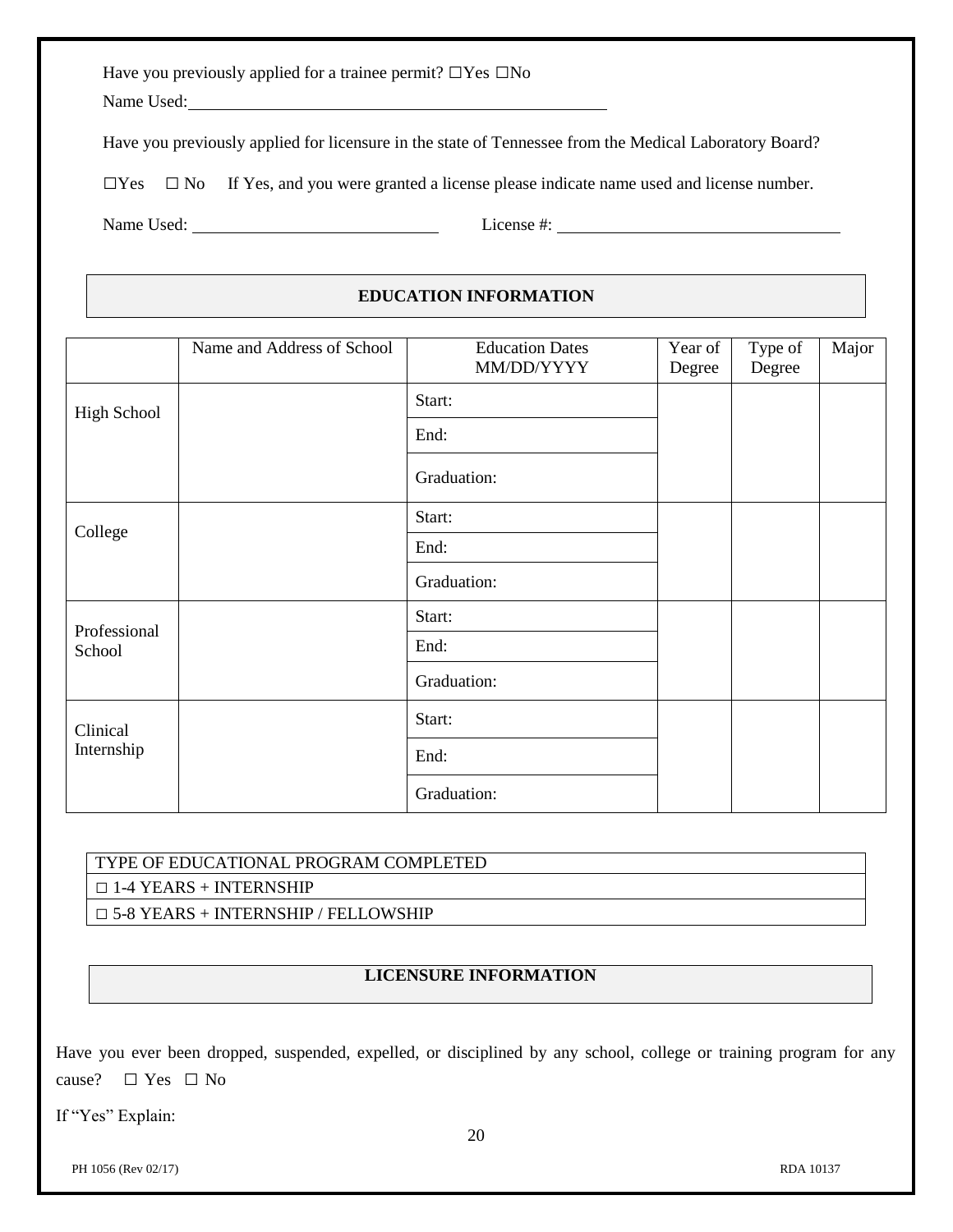Have you previously applied for a trainee permit? ☐Yes ☐No

Name Used: ___________________________________________

Have you previously applied for licensure in the state of Tennessee from the Medical Laboratory Board?

☐Yes ☐ No If Yes, and you were granted a license please indicate name used and license number.

Name Used: ___________________________ License #: ______________________________

## EDUCATION INFORMATION

| | Name and Address of School | Education Dates MM/DD/YYYY | Year of Degree | Type of Degree | Major |
|---|---|---|---|---|---|
| High School | | Start: | | | |
| | | End: | | | |
| | | Graduation: | | | |
| College | | Start: | | | |
| | | End: | | | |
| | | Graduation: | | | |
| Professional School | | Start: | | | |
| | | End: | | | |
| | | Graduation: | | | |
| Clinical Internship | | Start: | | | |
| | | End: | | | |
| | | Graduation: | | | |

| TYPE OF EDUCATIONAL PROGRAM COMPLETED |
|---|
| ☐ 1-4 YEARS + INTERNSHIP |
| ☐ 5-8 YEARS + INTERNSHIP / FELLOWSHIP |

## LICENSURE INFORMATION

Have you ever been dropped, suspended, expelled, or disciplined by any school, college or training program for any cause? ☐ Yes ☐ No

If "Yes" Explain:

PH 1056 (Rev 02/17) RDA 10137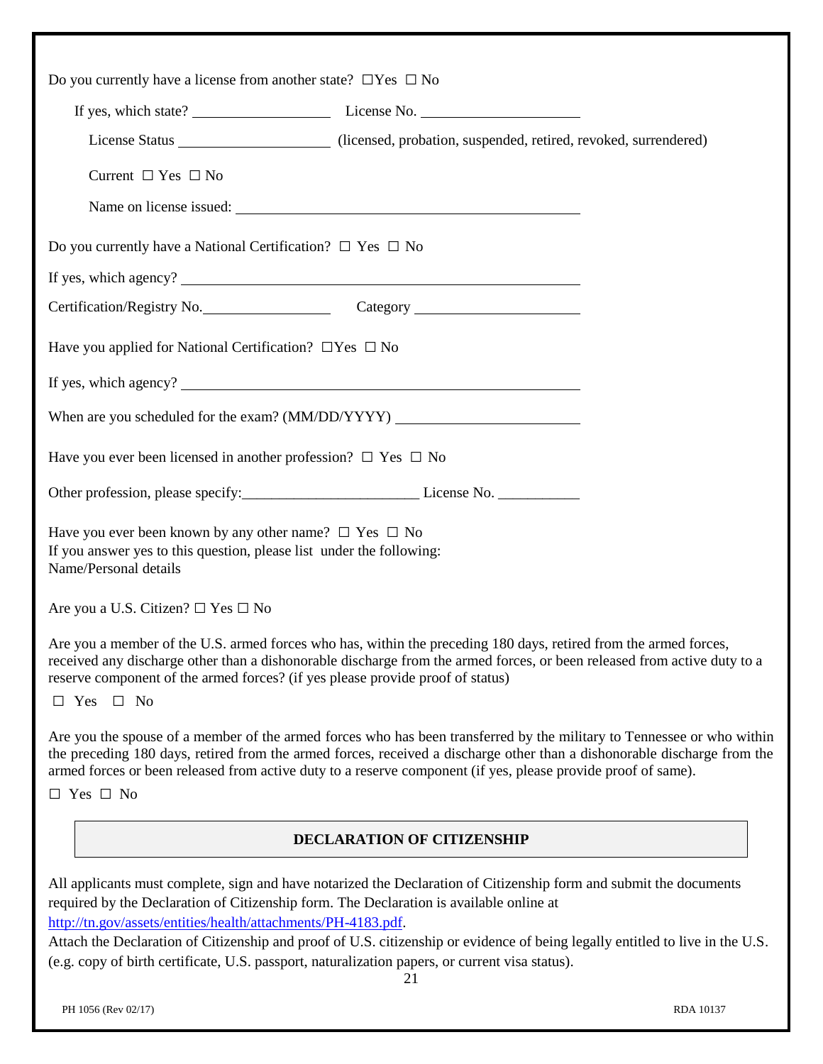Do you currently have a license from another state? ☐Yes ☐ No

If yes, which state? ___________________ License No. _____________________

License Status ____________________ (licensed, probation, suspended, retired, revoked, surrendered)

Current ☐ Yes ☐ No

Name on license issued: ______________________________________________

Do you currently have a National Certification? ☐ Yes ☐ No

If yes, which agency? ________________________________________________

Certification/Registry No.________________ Category _____________________

Have you applied for National Certification? ☐Yes ☐ No

If yes, which agency? ________________________________________________

When are you scheduled for the exam? (MM/DD/YYYY) _______________________

Have you ever been licensed in another profession? ☐ Yes ☐ No

Other profession, please specify:________________________ License No. ___________

Have you ever been known by any other name? ☐ Yes ☐ No
If you answer yes to this question, please list under the following:
Name/Personal details

Are you a U.S. Citizen? ☐ Yes ☐ No

Are you a member of the U.S. armed forces who has, within the preceding 180 days, retired from the armed forces, received any discharge other than a dishonorable discharge from the armed forces, or been released from active duty to a reserve component of the armed forces? (if yes please provide proof of status)

☐ Yes ☐ No

Are you the spouse of a member of the armed forces who has been transferred by the military to Tennessee or who within the preceding 180 days, retired from the armed forces, received a discharge other than a dishonorable discharge from the armed forces or been released from active duty to a reserve component (if yes, please provide proof of same).

☐ Yes ☐ No

## DECLARATION OF CITIZENSHIP

All applicants must complete, sign and have notarized the Declaration of Citizenship form and submit the documents required by the Declaration of Citizenship form. The Declaration is available online at http://tn.gov/assets/entities/health/attachments/PH-4183.pdf.
Attach the Declaration of Citizenship and proof of U.S. citizenship or evidence of being legally entitled to live in the U.S. (e.g. copy of birth certificate, U.S. passport, naturalization papers, or current visa status).

PH 1056 (Rev 02/17) RDA 10137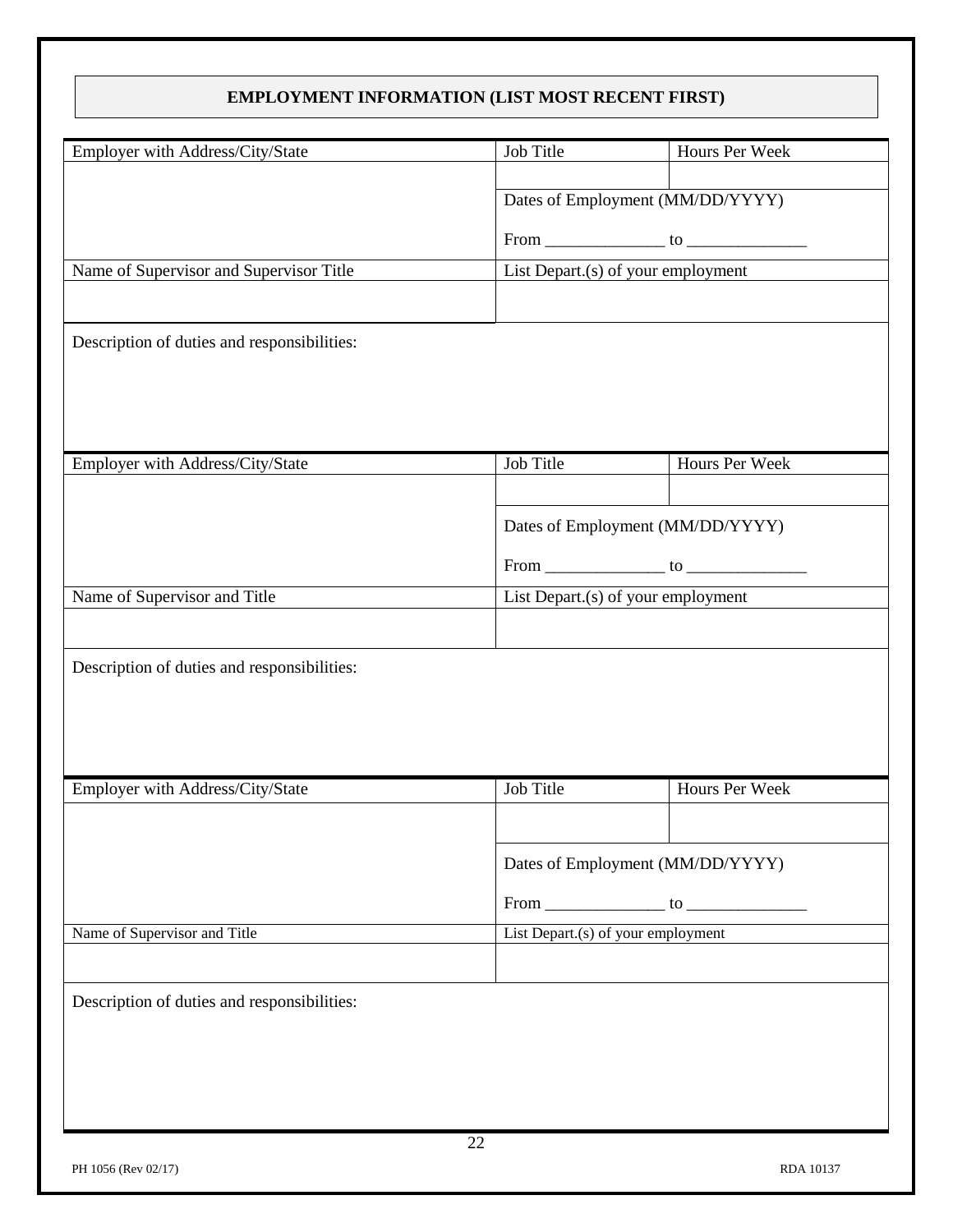## EMPLOYMENT INFORMATION (LIST MOST RECENT FIRST)

| Employer with Address/City/State | Job Title | Hours Per Week |
|---|---|---|
| | | |
| | Dates of Employment (MM/DD/YYYY)<br><br>From ______________ to ______________ | |
| Name of Supervisor and Supervisor Title | List Depart.(s) of your employment | |
| | | |
| Description of duties and responsibilities: | | |

| Employer with Address/City/State | Job Title | Hours Per Week |
|---|---|---|
| | | |
| | Dates of Employment (MM/DD/YYYY)<br><br>From ______________ to ______________ | |
| Name of Supervisor and Title | List Depart.(s) of your employment | |
| | | |
| Description of duties and responsibilities: | | |

| Employer with Address/City/State | Job Title | Hours Per Week |
|---|---|---|
| | | |
| | Dates of Employment (MM/DD/YYYY)<br><br>From ______________ to ______________ | |
| Name of Supervisor and Title | List Depart.(s) of your employment | |
| | | |
| Description of duties and responsibilities: | | |

PH 1056 (Rev 02/17) RDA 10137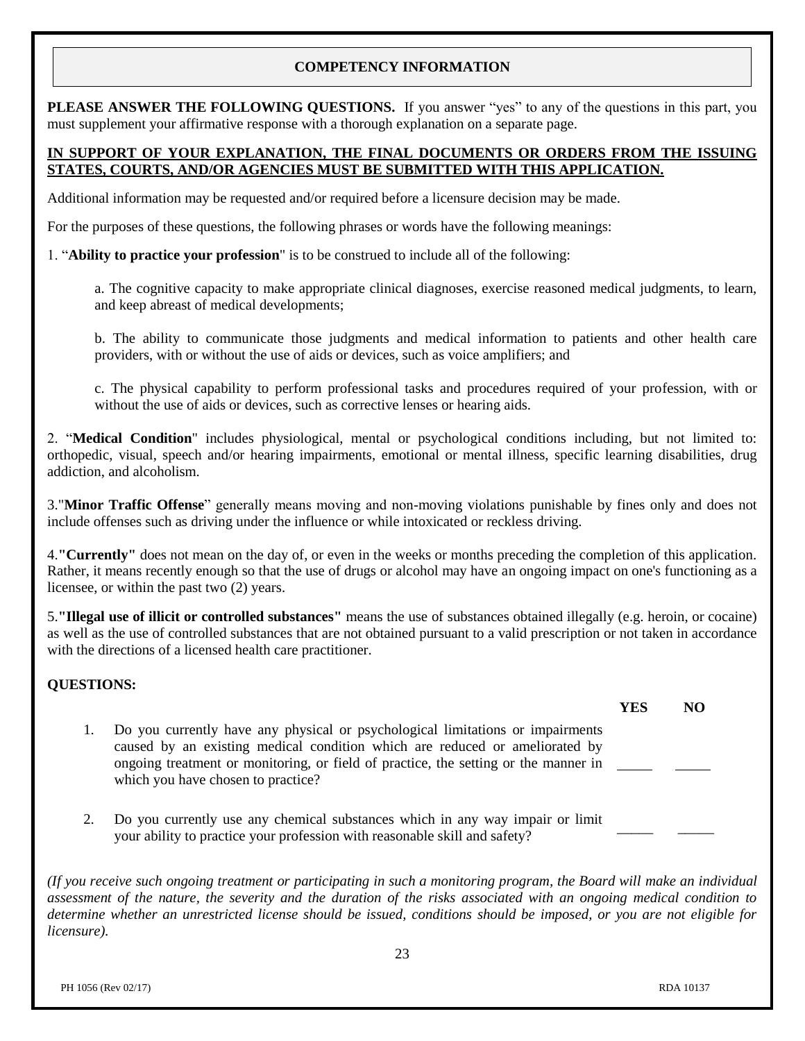## COMPETENCY INFORMATION

**PLEASE ANSWER THE FOLLOWING QUESTIONS.** If you answer "yes" to any of the questions in this part, you must supplement your affirmative response with a thorough explanation on a separate page.

**IN SUPPORT OF YOUR EXPLANATION, THE FINAL DOCUMENTS OR ORDERS FROM THE ISSUING STATES, COURTS, AND/OR AGENCIES MUST BE SUBMITTED WITH THIS APPLICATION.**

Additional information may be requested and/or required before a licensure decision may be made.

For the purposes of these questions, the following phrases or words have the following meanings:

1. "**Ability to practice your profession**" is to be construed to include all of the following:

   a. The cognitive capacity to make appropriate clinical diagnoses, exercise reasoned medical judgments, to learn, and keep abreast of medical developments;

   b. The ability to communicate those judgments and medical information to patients and other health care providers, with or without the use of aids or devices, such as voice amplifiers; and

   c. The physical capability to perform professional tasks and procedures required of your profession, with or without the use of aids or devices, such as corrective lenses or hearing aids.

2. "**Medical Condition**" includes physiological, mental or psychological conditions including, but not limited to: orthopedic, visual, speech and/or hearing impairments, emotional or mental illness, specific learning disabilities, drug addiction, and alcoholism.

3. "**Minor Traffic Offense**" generally means moving and non-moving violations punishable by fines only and does not include offenses such as driving under the influence or while intoxicated or reckless driving.

4. **"Currently"** does not mean on the day of, or even in the weeks or months preceding the completion of this application. Rather, it means recently enough so that the use of drugs or alcohol may have an ongoing impact on one's functioning as a licensee, or within the past two (2) years.

5. **"Illegal use of illicit or controlled substances"** means the use of substances obtained illegally (e.g. heroin, or cocaine) as well as the use of controlled substances that are not obtained pursuant to a valid prescription or not taken in accordance with the directions of a licensed health care practitioner.

**QUESTIONS:**

| | Question | YES | NO |
|---|---|---|---|
| 1. | Do you currently have any physical or psychological limitations or impairments caused by an existing medical condition which are reduced or ameliorated by ongoing treatment or monitoring, or field of practice, the setting or the manner in which you have chosen to practice? | _____ | _____ |
| 2. | Do you currently use any chemical substances which in any way impair or limit your ability to practice your profession with reasonable skill and safety? | _____ | _____ |

*(If you receive such ongoing treatment or participating in such a monitoring program, the Board will make an individual assessment of the nature, the severity and the duration of the risks associated with an ongoing medical condition to determine whether an unrestricted license should be issued, conditions should be imposed, or you are not eligible for licensure).*

PH 1056 (Rev 02/17) RDA 10137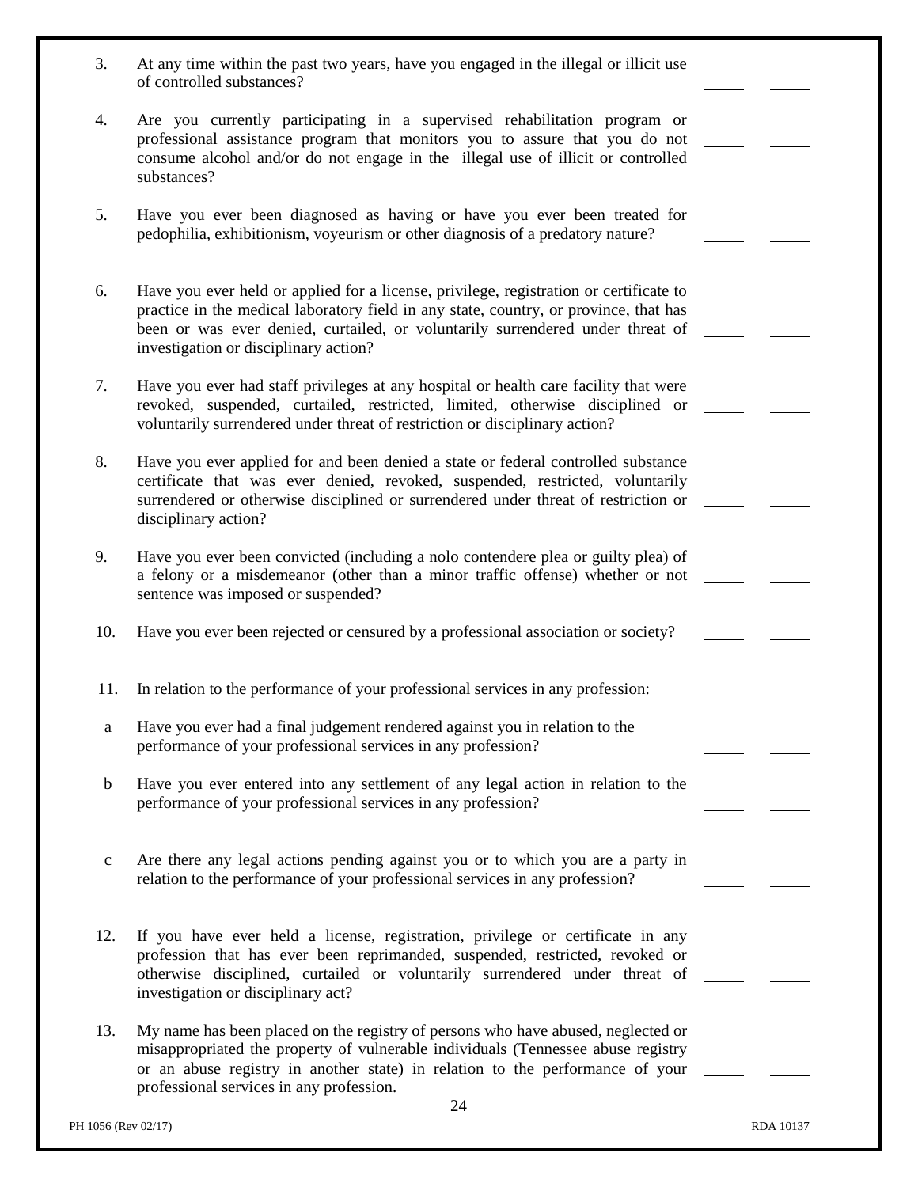3. At any time within the past two years, have you engaged in the illegal or illicit use of controlled substances? _____ _____

4. Are you currently participating in a supervised rehabilitation program or professional assistance program that monitors you to assure that you do not consume alcohol and/or do not engage in the illegal use of illicit or controlled substances? _____ _____

5. Have you ever been diagnosed as having or have you ever been treated for pedophilia, exhibitionism, voyeurism or other diagnosis of a predatory nature? _____ _____

6. Have you ever held or applied for a license, privilege, registration or certificate to practice in the medical laboratory field in any state, country, or province, that has been or was ever denied, curtailed, or voluntarily surrendered under threat of investigation or disciplinary action? _____ _____

7. Have you ever had staff privileges at any hospital or health care facility that were revoked, suspended, curtailed, restricted, limited, otherwise disciplined or voluntarily surrendered under threat of restriction or disciplinary action? _____ _____

8. Have you ever applied for and been denied a state or federal controlled substance certificate that was ever denied, revoked, suspended, restricted, voluntarily surrendered or otherwise disciplined or surrendered under threat of restriction or disciplinary action? _____ _____

9. Have you ever been convicted (including a nolo contendere plea or guilty plea) of a felony or a misdemeanor (other than a minor traffic offense) whether or not sentence was imposed or suspended? _____ _____

10. Have you ever been rejected or censured by a professional association or society? _____ _____

11. In relation to the performance of your professional services in any profession:

   a. Have you ever had a final judgement rendered against you in relation to the performance of your professional services in any profession? _____ _____

   b. Have you ever entered into any settlement of any legal action in relation to the performance of your professional services in any profession? _____ _____

   c. Are there any legal actions pending against you or to which you are a party in relation to the performance of your professional services in any profession? _____ _____

12. If you have ever held a license, registration, privilege or certificate in any profession that has ever been reprimanded, suspended, restricted, revoked or otherwise disciplined, curtailed or voluntarily surrendered under threat of investigation or disciplinary act? _____ _____

13. My name has been placed on the registry of persons who have abused, neglected or misappropriated the property of vulnerable individuals (Tennessee abuse registry or an abuse registry in another state) in relation to the performance of your professional services in any profession. _____ _____

PH 1056 (Rev 02/17) RDA 10137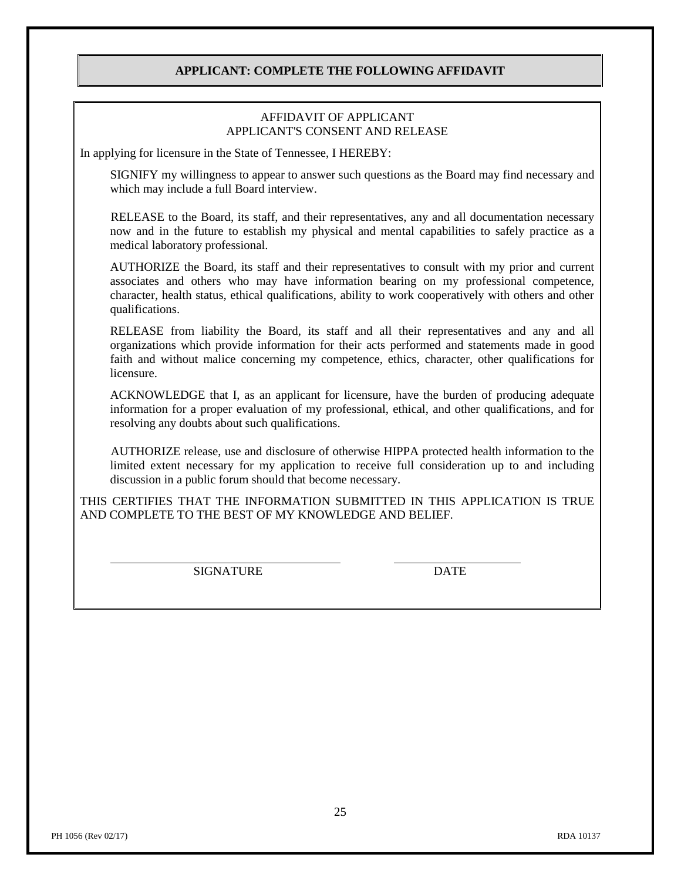## APPLICANT: COMPLETE THE FOLLOWING AFFIDAVIT

### AFFIDAVIT OF APPLICANT
### APPLICANT'S CONSENT AND RELEASE

In applying for licensure in the State of Tennessee, I HEREBY:

SIGNIFY my willingness to appear to answer such questions as the Board may find necessary and which may include a full Board interview.

RELEASE to the Board, its staff, and their representatives, any and all documentation necessary now and in the future to establish my physical and mental capabilities to safely practice as a medical laboratory professional.

AUTHORIZE the Board, its staff and their representatives to consult with my prior and current associates and others who may have information bearing on my professional competence, character, health status, ethical qualifications, ability to work cooperatively with others and other qualifications.

RELEASE from liability the Board, its staff and all their representatives and any and all organizations which provide information for their acts performed and statements made in good faith and without malice concerning my competence, ethics, character, other qualifications for licensure.

ACKNOWLEDGE that I, as an applicant for licensure, have the burden of producing adequate information for a proper evaluation of my professional, ethical, and other qualifications, and for resolving any doubts about such qualifications.

AUTHORIZE release, use and disclosure of otherwise HIPPA protected health information to the limited extent necessary for my application to receive full consideration up to and including discussion in a public forum should that become necessary.

THIS CERTIFIES THAT THE INFORMATION SUBMITTED IN THIS APPLICATION IS TRUE AND COMPLETE TO THE BEST OF MY KNOWLEDGE AND BELIEF.

\_\_\_\_\_\_\_\_\_\_\_\_\_\_\_\_\_\_\_\_\_\_\_\_\_\_\_\_\_\_\_\_\_\_\_\_ \_\_\_\_\_\_\_\_\_\_\_\_\_\_\_\_\_\_\_\_

SIGNATURE DATE

PH 1056 (Rev 02/17) RDA 10137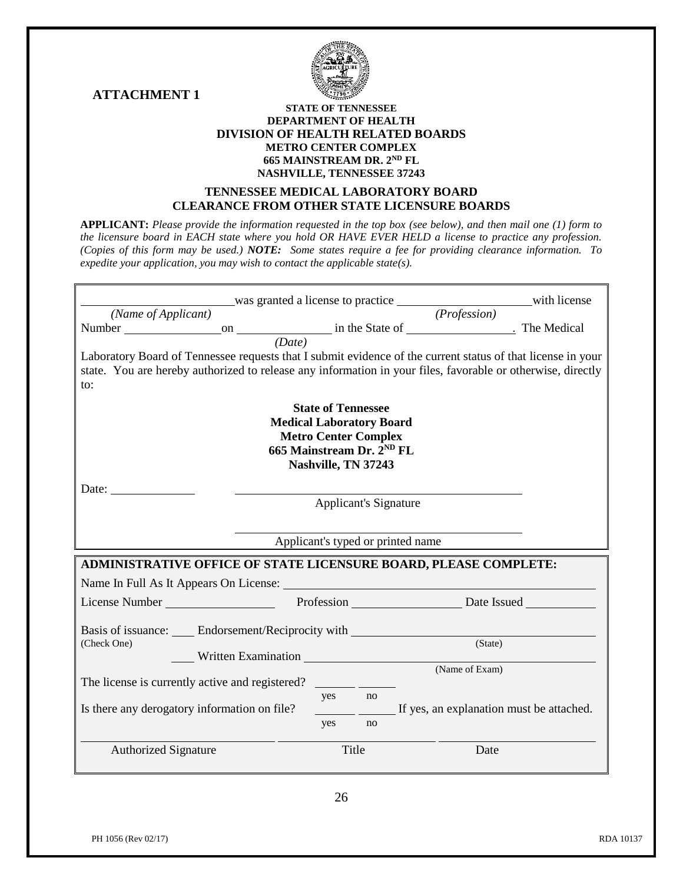**ATTACHMENT 1**

**STATE OF TENNESSEE**
**DEPARTMENT OF HEALTH**
**DIVISION OF HEALTH RELATED BOARDS**
**METRO CENTER COMPLEX**
**665 MAINSTREAM DR. 2ND FL**
**NASHVILLE, TENNESSEE 37243**

**TENNESSEE MEDICAL LABORATORY BOARD**
**CLEARANCE FROM OTHER STATE LICENSURE BOARDS**

**APPLICANT:** *Please provide the information requested in the top box (see below), and then mail one (1) form to the licensure board in EACH state where you hold OR HAVE EVER HELD a license to practice any profession. (Copies of this form may be used.)* ***NOTE:*** *Some states require a fee for providing clearance information. To expedite your application, you may wish to contact the applicable state(s).*

\_\_\_\_\_\_\_\_\_\_\_\_\_\_\_\_\_\_\_\_ was granted a license to practice \_\_\_\_\_\_\_\_\_\_\_\_\_\_\_\_\_\_\_\_ with license
*(Name of Applicant)* *(Profession)*
Number \_\_\_\_\_\_\_\_\_\_\_\_\_\_ on \_\_\_\_\_\_\_\_\_\_\_\_\_\_ in the State of \_\_\_\_\_\_\_\_\_\_\_\_\_\_\_\_. The Medical
*(Date)*
Laboratory Board of Tennessee requests that I submit evidence of the current status of that license in your state. You are hereby authorized to release any information in your files, favorable or otherwise, directly to:

**State of Tennessee**
**Medical Laboratory Board**
**Metro Center Complex**
**665 Mainstream Dr. 2ND FL**
**Nashville, TN 37243**

Date: \_\_\_\_\_\_\_\_\_\_\_\_ \_\_\_\_\_\_\_\_\_\_\_\_\_\_\_\_\_\_\_\_\_\_\_\_\_\_\_\_\_\_\_\_\_\_\_\_
Applicant's Signature

\_\_\_\_\_\_\_\_\_\_\_\_\_\_\_\_\_\_\_\_\_\_\_\_\_\_\_\_\_\_\_\_\_\_\_\_
Applicant's typed or printed name

**ADMINISTRATIVE OFFICE OF STATE LICENSURE BOARD, PLEASE COMPLETE:**

Name In Full As It Appears On License: \_\_\_\_\_\_\_\_\_\_\_\_\_\_\_\_\_\_\_\_\_\_\_\_\_\_\_\_\_\_\_\_\_\_\_\_

License Number \_\_\_\_\_\_\_\_\_\_\_\_\_\_ Profession \_\_\_\_\_\_\_\_\_\_\_\_\_\_ Date Issued \_\_\_\_\_\_\_\_\_\_

Basis of issuance: \_\_\_ Endorsement/Reciprocity with \_\_\_\_\_\_\_\_\_\_\_\_\_\_\_\_\_\_\_\_\_\_\_\_
(Check One) (State)
\_\_\_ Written Examination \_\_\_\_\_\_\_\_\_\_\_\_\_\_\_\_\_\_\_\_\_\_\_\_
(Name of Exam)

The license is currently active and registered? \_\_\_\_\_ yes \_\_\_\_\_ no

Is there any derogatory information on file? \_\_\_\_\_ yes \_\_\_\_\_ no If yes, an explanation must be attached.

\_\_\_\_\_\_\_\_\_\_\_\_\_\_\_\_\_\_\_\_ \_\_\_\_\_\_\_\_\_\_\_\_\_\_\_\_\_\_\_\_ \_\_\_\_\_\_\_\_\_\_\_\_\_\_\_\_\_\_\_\_
Authorized Signature Title Date

PH 1056 (Rev 02/17) RDA 10137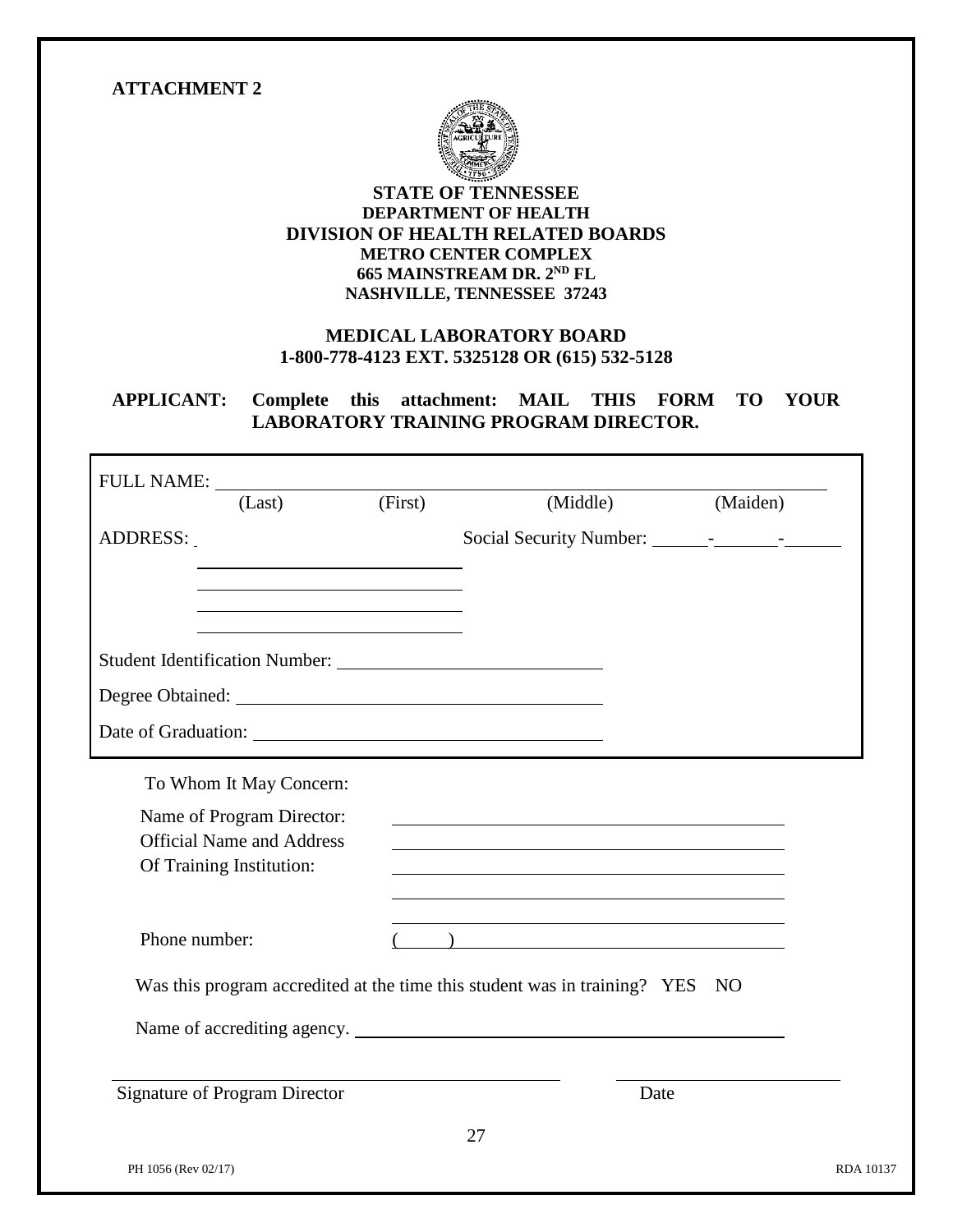**ATTACHMENT 2**

**STATE OF TENNESSEE**
**DEPARTMENT OF HEALTH**
**DIVISION OF HEALTH RELATED BOARDS**
**METRO CENTER COMPLEX**
**665 MAINSTREAM DR. 2ND FL**
**NASHVILLE, TENNESSEE 37243**

**MEDICAL LABORATORY BOARD**
**1-800-778-4123 EXT. 5325128 OR (615) 532-5128**

**APPLICANT: Complete this attachment: MAIL THIS FORM TO YOUR LABORATORY TRAINING PROGRAM DIRECTOR.**

FULL NAME: ________________________________________________
(Last) (First) (Middle) (Maiden)

ADDRESS: ______________________ Social Security Number: ______-______-______

______________________

______________________

______________________

Student Identification Number: ______________________

Degree Obtained: ______________________

Date of Graduation: ______________________

To Whom It May Concern:

Name of Program Director: ______________________

Official Name and Address
Of Training Institution: ______________________

______________________

______________________

______________________

Phone number: (     ) ______________________

Was this program accredited at the time this student was in training? YES NO

Name of accrediting agency. ______________________

______________________ ______________________
Signature of Program Director Date

PH 1056 (Rev 02/17) RDA 10137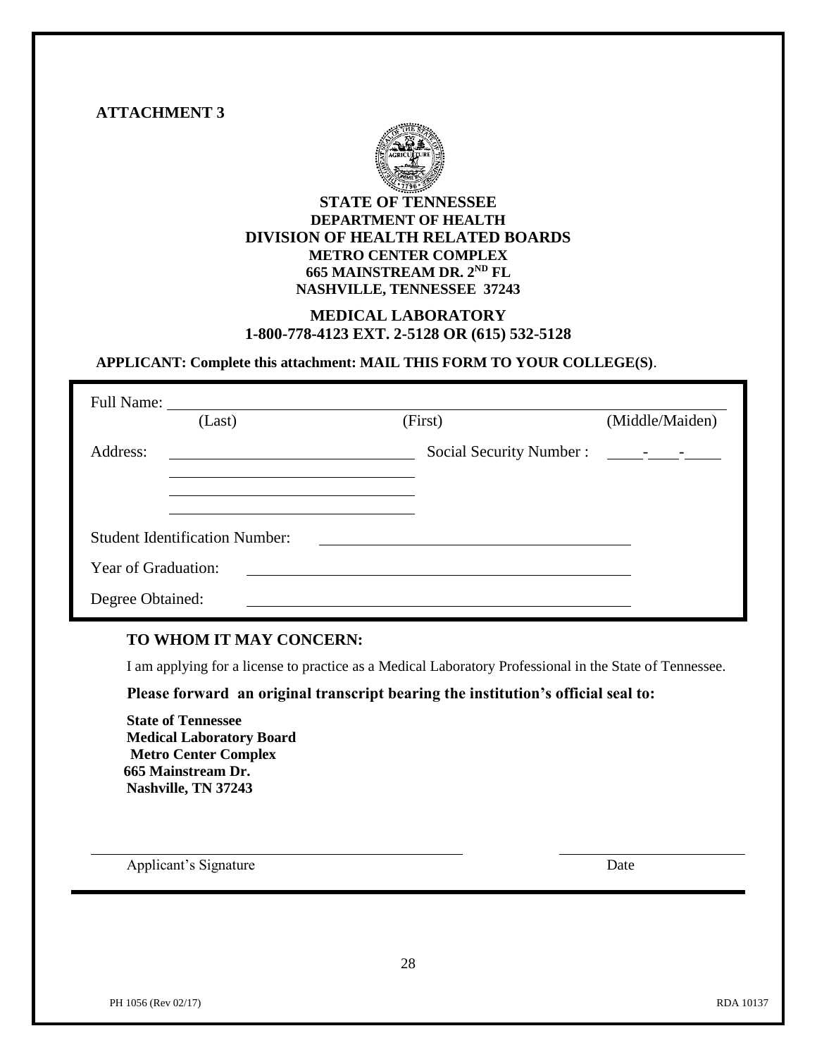**ATTACHMENT 3**

**STATE OF TENNESSEE**
**DEPARTMENT OF HEALTH**
**DIVISION OF HEALTH RELATED BOARDS**
**METRO CENTER COMPLEX**
**665 MAINSTREAM DR. 2ND FL**
**NASHVILLE, TENNESSEE 37243**

**MEDICAL LABORATORY**
**1-800-778-4123 EXT. 2-5128 OR (615) 532-5128**

**APPLICANT: Complete this attachment: MAIL THIS FORM TO YOUR COLLEGE(S)**.

Full Name: ______________________________________________________________
(Last) (First) (Middle/Maiden)

Address: ______________________________ Social Security Number : \_\_\_\_-\_\_\_-\_\_\_\_
______________________________
______________________________

Student Identification Number: ______________________________

Year of Graduation: ______________________________

Degree Obtained: ______________________________

**TO WHOM IT MAY CONCERN:**

I am applying for a license to practice as a Medical Laboratory Professional in the State of Tennessee.

**Please forward an original transcript bearing the institution's official seal to:**

**State of Tennessee**
**Medical Laboratory Board**
**Metro Center Complex**
**665 Mainstream Dr.**
**Nashville, TN 37243**

______________________________ ______________
Applicant's Signature Date

PH 1056 (Rev 02/17) RDA 10137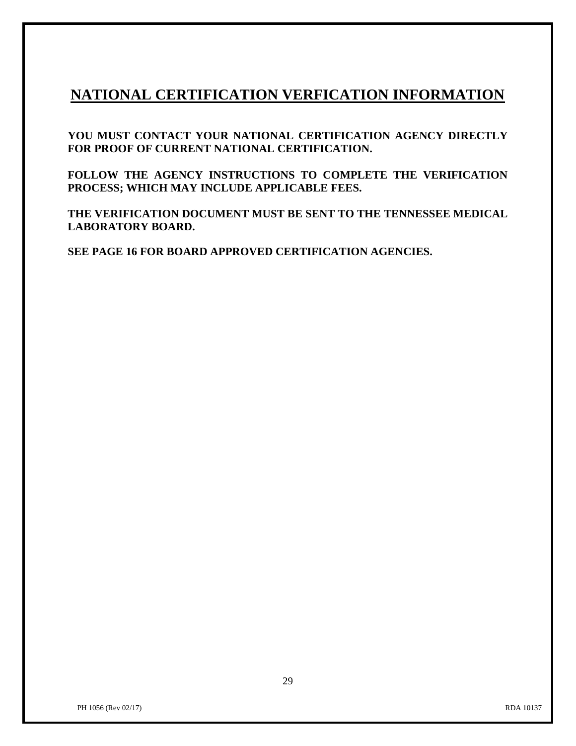# NATIONAL CERTIFICATION VERFICATION INFORMATION

**YOU MUST CONTACT YOUR NATIONAL CERTIFICATION AGENCY DIRECTLY FOR PROOF OF CURRENT NATIONAL CERTIFICATION.**

**FOLLOW THE AGENCY INSTRUCTIONS TO COMPLETE THE VERIFICATION PROCESS; WHICH MAY INCLUDE APPLICABLE FEES.**

**THE VERIFICATION DOCUMENT MUST BE SENT TO THE TENNESSEE MEDICAL LABORATORY BOARD.**

**SEE PAGE 16 FOR BOARD APPROVED CERTIFICATION AGENCIES.**